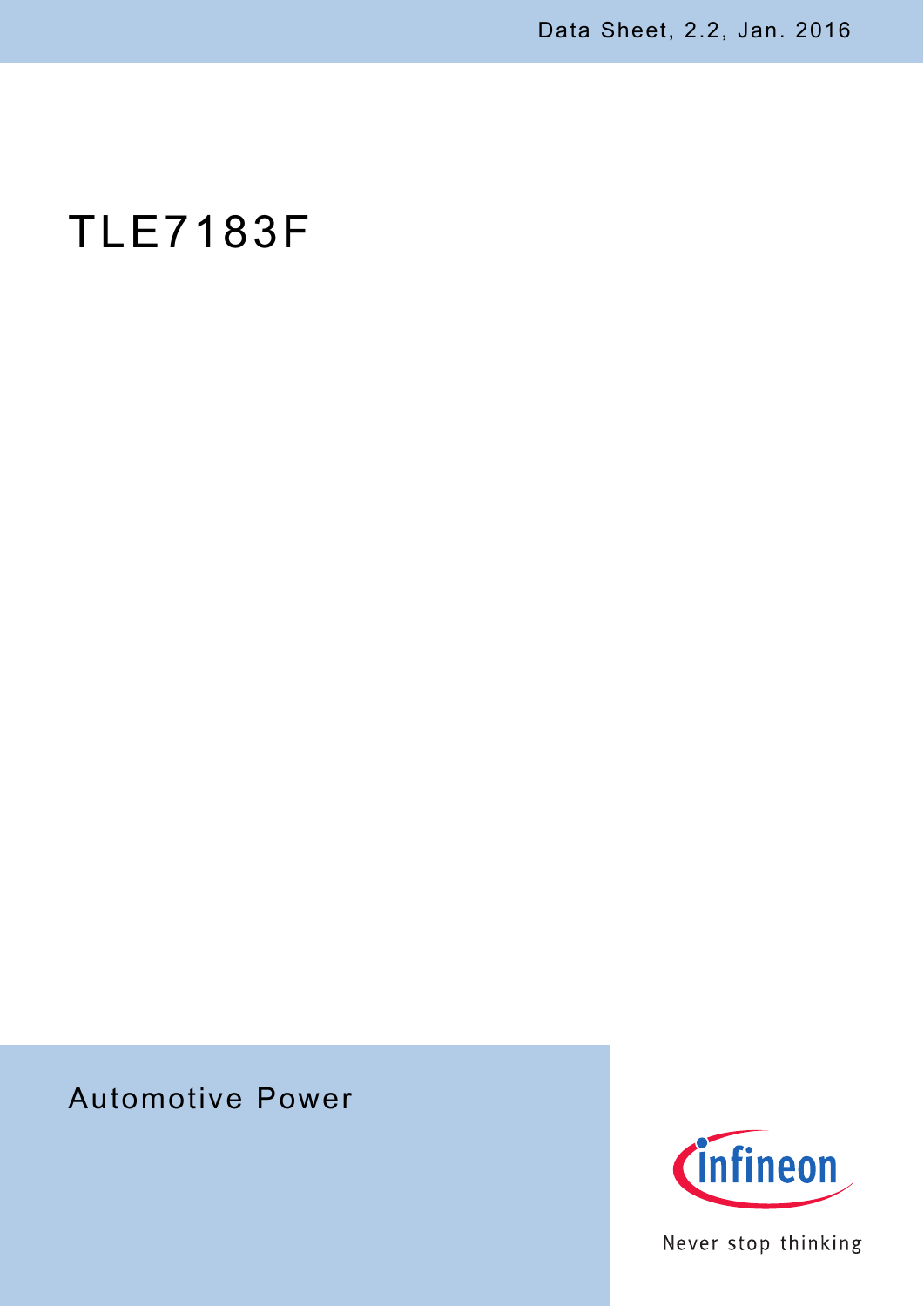Data Sheet, 2.2, Jan. 2016

# TLE7183F

Automotive Power

Never stop thinking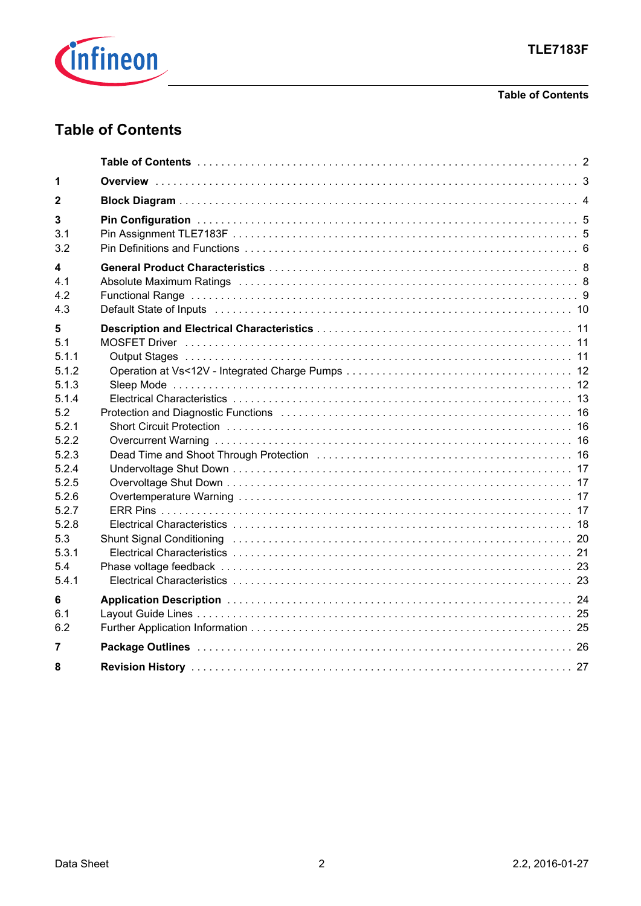# Table of Contents

| | | |
|---|---|---|
| | **Table of Contents** | 2 |
| **1** | **Overview** | 3 |
| **2** | **Block Diagram** | 4 |
| **3** | **Pin Configuration** | 5 |
| 3.1 | Pin Assignment TLE7183F | 5 |
| 3.2 | Pin Definitions and Functions | 6 |
| **4** | **General Product Characteristics** | 8 |
| 4.1 | Absolute Maximum Ratings | 8 |
| 4.2 | Functional Range | 9 |
| 4.3 | Default State of Inputs | 10 |
| **5** | **Description and Electrical Characteristics** | 11 |
| 5.1 | MOSFET Driver | 11 |
| 5.1.1 | Output Stages | 11 |
| 5.1.2 | Operation at Vs<12V - Integrated Charge Pumps | 12 |
| 5.1.3 | Sleep Mode | 12 |
| 5.1.4 | Electrical Characteristics | 13 |
| 5.2 | Protection and Diagnostic Functions | 16 |
| 5.2.1 | Short Circuit Protection | 16 |
| 5.2.2 | Overcurrent Warning | 16 |
| 5.2.3 | Dead Time and Shoot Through Protection | 16 |
| 5.2.4 | Undervoltage Shut Down | 17 |
| 5.2.5 | Overvoltage Shut Down | 17 |
| 5.2.6 | Overtemperature Warning | 17 |
| 5.2.7 | ERR Pins | 17 |
| 5.2.8 | Electrical Characteristics | 18 |
| 5.3 | Shunt Signal Conditioning | 20 |
| 5.3.1 | Electrical Characteristics | 21 |
| 5.4 | Phase voltage feedback | 23 |
| 5.4.1 | Electrical Characteristics | 23 |
| **6** | **Application Description** | 24 |
| 6.1 | Layout Guide Lines | 25 |
| 6.2 | Further Application Information | 25 |
| **7** | **Package Outlines** | 26 |
| **8** | **Revision History** | 27 |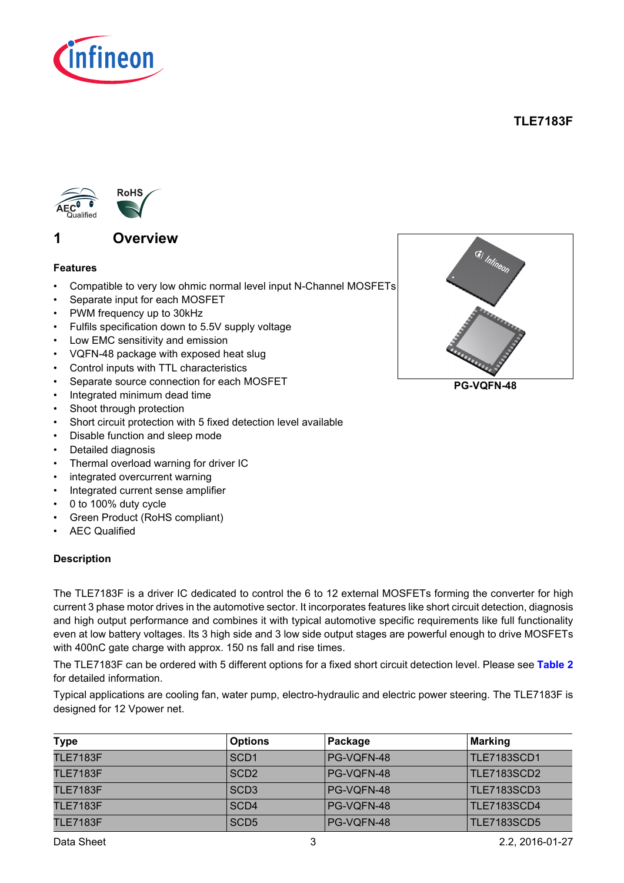TLE7183F

# 1 Overview

**Features**

- Compatible to very low ohmic normal level input N-Channel MOSFETs
- Separate input for each MOSFET
- PWM frequency up to 30kHz
- Fulfils specification down to 5.5V supply voltage
- Low EMC sensitivity and emission
- VQFN-48 package with exposed heat slug
- Control inputs with TTL characteristics
- Separate source connection for each MOSFET
- Integrated minimum dead time
- Shoot through protection
- Short circuit protection with 5 fixed detection level available
- Disable function and sleep mode
- Detailed diagnosis
- Thermal overload warning for driver IC
- integrated overcurrent warning
- Integrated current sense amplifier
- 0 to 100% duty cycle
- Green Product (RoHS compliant)
- AEC Qualified

PG-VQFN-48

**Description**

The TLE7183F is a driver IC dedicated to control the 6 to 12 external MOSFETs forming the converter for high current 3 phase motor drives in the automotive sector. It incorporates features like short circuit detection, diagnosis and high output performance and combines it with typical automotive specific requirements like full functionality even at low battery voltages. Its 3 high side and 3 low side output stages are powerful enough to drive MOSFETs with 400nC gate charge with approx. 150 ns fall and rise times.

The TLE7183F can be ordered with 5 different options for a fixed short circuit detection level. Please see **Table 2** for detailed information.

Typical applications are cooling fan, water pump, electro-hydraulic and electric power steering. The TLE7183F is designed for 12 Vpower net.

| Type | Options | Package | Marking |
|---|---|---|---|
| TLE7183F | SCD1 | PG-VQFN-48 | TLE7183SCD1 |
| TLE7183F | SCD2 | PG-VQFN-48 | TLE7183SCD2 |
| TLE7183F | SCD3 | PG-VQFN-48 | TLE7183SCD3 |
| TLE7183F | SCD4 | PG-VQFN-48 | TLE7183SCD4 |
| TLE7183F | SCD5 | PG-VQFN-48 | TLE7183SCD5 |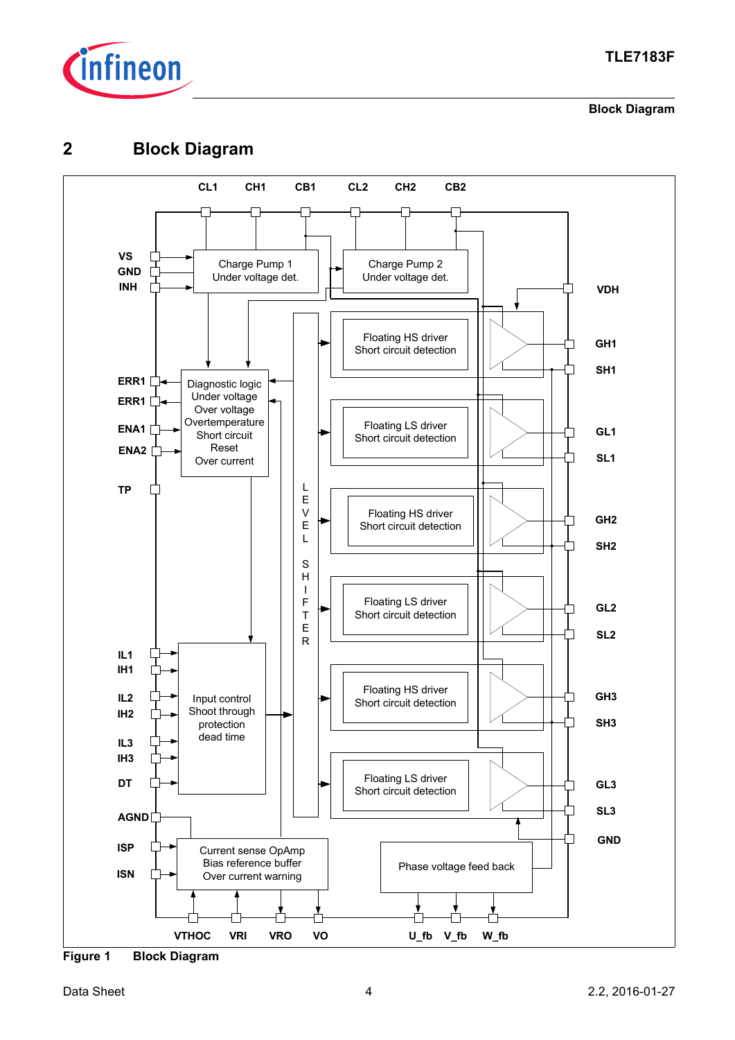# 2 Block Diagram

Figure 1 Block Diagram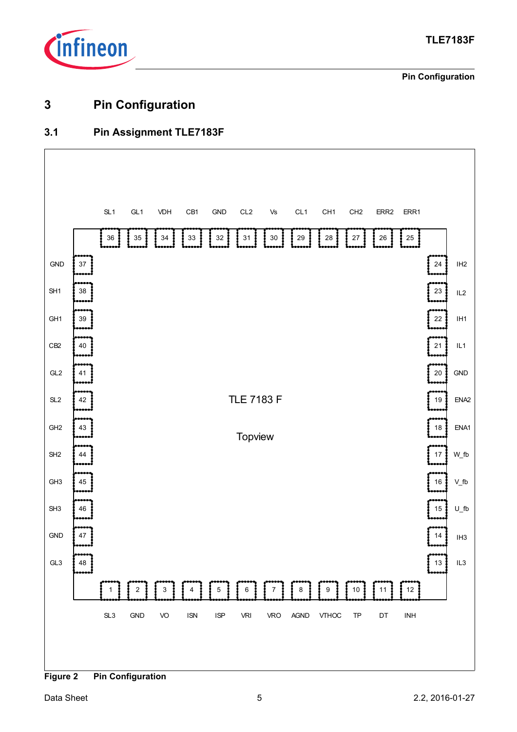# 3 Pin Configuration

## 3.1 Pin Assignment TLE7183F

| Pin | Name | Pin | Name | Pin | Name | Pin | Name |
|---|---|---|---|---|---|---|---|
| 1 | SL3 | 13 | IL3 | 25 | ERR1 | 37 | GND |
| 2 | GND | 14 | IH3 | 26 | ERR2 | 38 | SH1 |
| 3 | VO | 15 | U_fb | 27 | CH2 | 39 | GH1 |
| 4 | ISN | 16 | V_fb | 28 | CH1 | 40 | CB2 |
| 5 | ISP | 17 | W_fb | 29 | CL1 | 41 | GL2 |
| 6 | VRI | 18 | ENA1 | 30 | Vs | 42 | SL2 |
| 7 | VRO | 19 | ENA2 | 31 | CL2 | 43 | GH2 |
| 8 | AGND | 20 | GND | 32 | GND | 44 | SH2 |
| 9 | VTHOC | 21 | IL1 | 33 | CB1 | 45 | GH3 |
| 10 | TP | 22 | IH1 | 34 | VDH | 46 | SH3 |
| 11 | DT | 23 | IL2 | 35 | GL1 | 47 | GND |
| 12 | INH | 24 | IH2 | 36 | SL1 | 48 | GL3 |

TLE 7183 F

Topview

**Figure 2 Pin Configuration**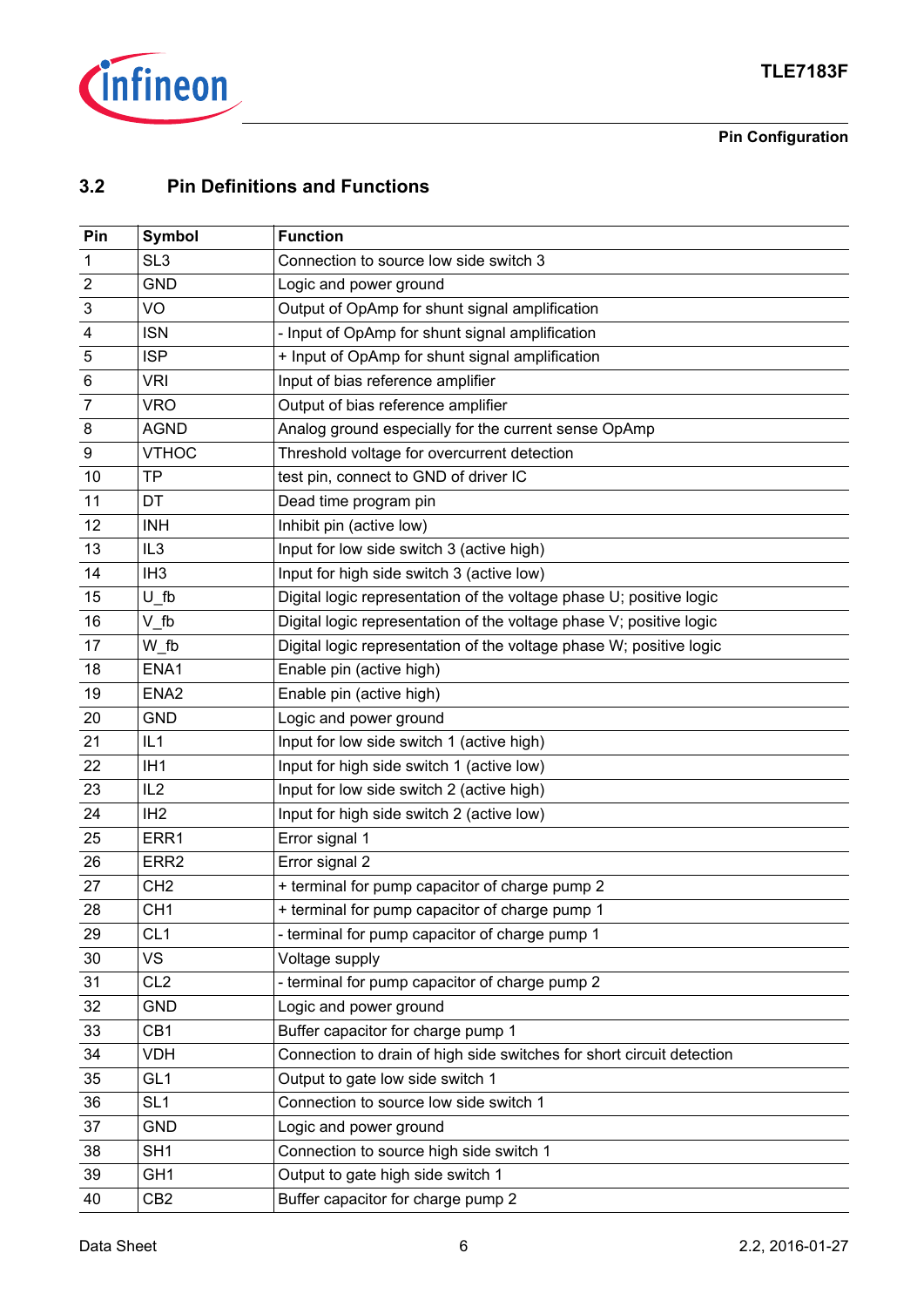### 3.2 Pin Definitions and Functions

| Pin | Symbol | Function |
|---|---|---|
| 1 | SL3 | Connection to source low side switch 3 |
| 2 | GND | Logic and power ground |
| 3 | VO | Output of OpAmp for shunt signal amplification |
| 4 | ISN | - Input of OpAmp for shunt signal amplification |
| 5 | ISP | + Input of OpAmp for shunt signal amplification |
| 6 | VRI | Input of bias reference amplifier |
| 7 | VRO | Output of bias reference amplifier |
| 8 | AGND | Analog ground especially for the current sense OpAmp |
| 9 | VTHOC | Threshold voltage for overcurrent detection |
| 10 | TP | test pin, connect to GND of driver IC |
| 11 | DT | Dead time program pin |
| 12 | INH | Inhibit pin (active low) |
| 13 | IL3 | Input for low side switch 3 (active high) |
| 14 | IH3 | Input for high side switch 3 (active low) |
| 15 | U_fb | Digital logic representation of the voltage phase U; positive logic |
| 16 | V_fb | Digital logic representation of the voltage phase V; positive logic |
| 17 | W_fb | Digital logic representation of the voltage phase W; positive logic |
| 18 | ENA1 | Enable pin (active high) |
| 19 | ENA2 | Enable pin (active high) |
| 20 | GND | Logic and power ground |
| 21 | IL1 | Input for low side switch 1 (active high) |
| 22 | IH1 | Input for high side switch 1 (active low) |
| 23 | IL2 | Input for low side switch 2 (active high) |
| 24 | IH2 | Input for high side switch 2 (active low) |
| 25 | ERR1 | Error signal 1 |
| 26 | ERR2 | Error signal 2 |
| 27 | CH2 | + terminal for pump capacitor of charge pump 2 |
| 28 | CH1 | + terminal for pump capacitor of charge pump 1 |
| 29 | CL1 | - terminal for pump capacitor of charge pump 1 |
| 30 | VS | Voltage supply |
| 31 | CL2 | - terminal for pump capacitor of charge pump 2 |
| 32 | GND | Logic and power ground |
| 33 | CB1 | Buffer capacitor for charge pump 1 |
| 34 | VDH | Connection to drain of high side switches for short circuit detection |
| 35 | GL1 | Output to gate low side switch 1 |
| 36 | SL1 | Connection to source low side switch 1 |
| 37 | GND | Logic and power ground |
| 38 | SH1 | Connection to source high side switch 1 |
| 39 | GH1 | Output to gate high side switch 1 |
| 40 | CB2 | Buffer capacitor for charge pump 2 |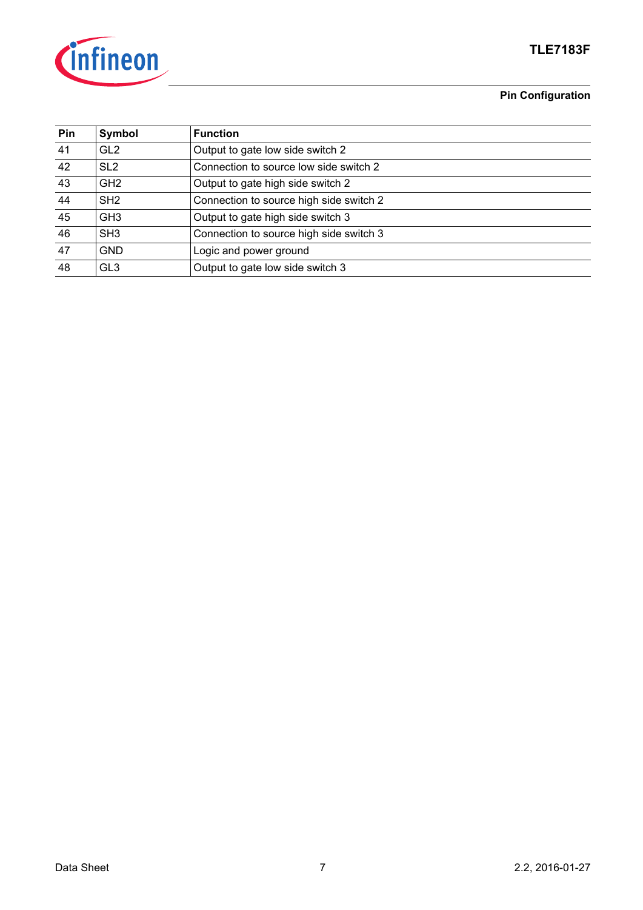| Pin | Symbol | Function |
|---|---|---|
| 41 | GL2 | Output to gate low side switch 2 |
| 42 | SL2 | Connection to source low side switch 2 |
| 43 | GH2 | Output to gate high side switch 2 |
| 44 | SH2 | Connection to source high side switch 2 |
| 45 | GH3 | Output to gate high side switch 3 |
| 46 | SH3 | Connection to source high side switch 3 |
| 47 | GND | Logic and power ground |
| 48 | GL3 | Output to gate low side switch 3 |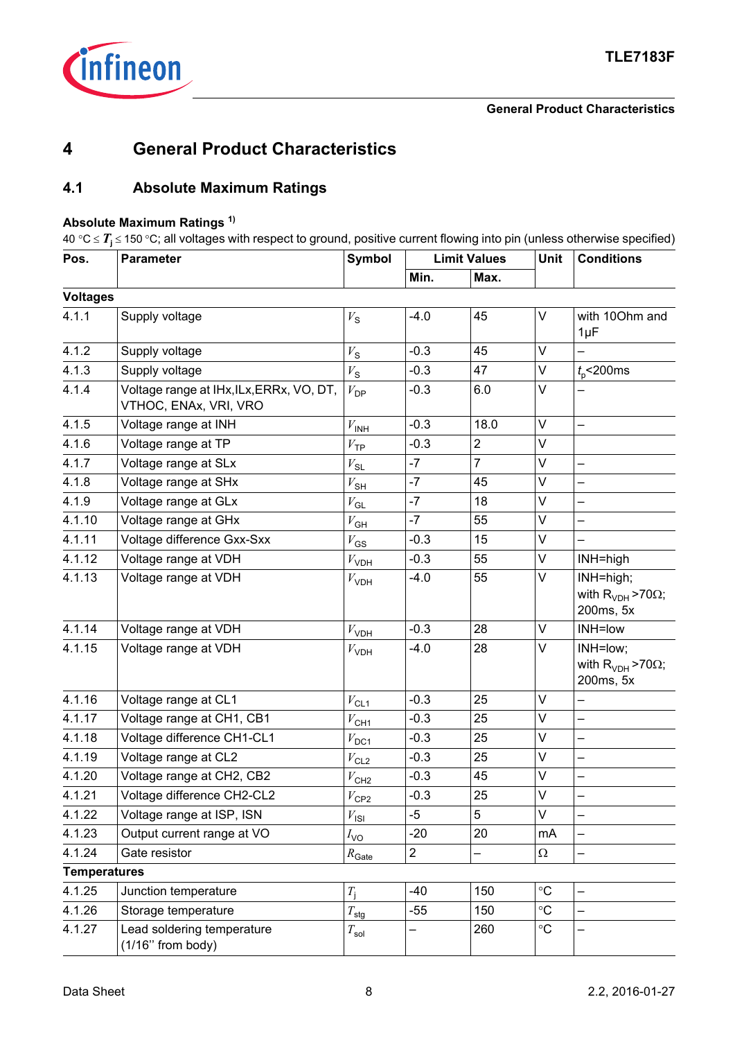# 4 General Product Characteristics

## 4.1 Absolute Maximum Ratings

**Absolute Maximum Ratings** [1)]

40 °C ≤ $T_j$ ≤ 150 °C; all voltages with respect to ground, positive current flowing into pin (unless otherwise specified)

| Pos. | Parameter | Symbol | Limit Values | | Unit | Conditions |
|---|---|---|---|---|---|---|
| | | | Min. | Max. | | |
| **Voltages** | | | | | | |
| 4.1.1 | Supply voltage | $V_S$ | -4.0 | 45 | V | with 10Ohm and 1µF |
| 4.1.2 | Supply voltage | $V_S$ | -0.3 | 45 | V | – |
| 4.1.3 | Supply voltage | $V_S$ | -0.3 | 47 | V | $t_p$<200ms |
| 4.1.4 | Voltage range at IHx,ILx,ERRx, VO, DT, VTHOC, ENAx, VRI, VRO | $V_{DP}$ | -0.3 | 6.0 | V | – |
| 4.1.5 | Voltage range at INH | $V_{INH}$ | -0.3 | 18.0 | V | – |
| 4.1.6 | Voltage range at TP | $V_{TP}$ | -0.3 | 2 | V | |
| 4.1.7 | Voltage range at SLx | $V_{SL}$ | -7 | 7 | V | – |
| 4.1.8 | Voltage range at SHx | $V_{SH}$ | -7 | 45 | V | – |
| 4.1.9 | Voltage range at GLx | $V_{GL}$ | -7 | 18 | V | – |
| 4.1.10 | Voltage range at GHx | $V_{GH}$ | -7 | 55 | V | – |
| 4.1.11 | Voltage difference Gxx-Sxx | $V_{GS}$ | -0.3 | 15 | V | – |
| 4.1.12 | Voltage range at VDH | $V_{VDH}$ | -0.3 | 55 | V | INH=high |
| 4.1.13 | Voltage range at VDH | $V_{VDH}$ | -4.0 | 55 | V | INH=high; with $R_{VDH}$ >70Ω; 200ms, 5x |
| 4.1.14 | Voltage range at VDH | $V_{VDH}$ | -0.3 | 28 | V | INH=low |
| 4.1.15 | Voltage range at VDH | $V_{VDH}$ | -4.0 | 28 | V | INH=low; with $R_{VDH}$ >70Ω; 200ms, 5x |
| 4.1.16 | Voltage range at CL1 | $V_{CL1}$ | -0.3 | 25 | V | – |
| 4.1.17 | Voltage range at CH1, CB1 | $V_{CH1}$ | -0.3 | 25 | V | – |
| 4.1.18 | Voltage difference CH1-CL1 | $V_{DC1}$ | -0.3 | 25 | V | – |
| 4.1.19 | Voltage range at CL2 | $V_{CL2}$ | -0.3 | 25 | V | – |
| 4.1.20 | Voltage range at CH2, CB2 | $V_{CH2}$ | -0.3 | 45 | V | – |
| 4.1.21 | Voltage difference CH2-CL2 | $V_{CP2}$ | -0.3 | 25 | V | – |
| 4.1.22 | Voltage range at ISP, ISN | $V_{ISI}$ | -5 | 5 | V | – |
| 4.1.23 | Output current range at VO | $I_{VO}$ | -20 | 20 | mA | – |
| 4.1.24 | Gate resistor | $R_{Gate}$ | 2 | – | Ω | – |
| **Temperatures** | | | | | | |
| 4.1.25 | Junction temperature | $T_j$ | -40 | 150 | °C | – |
| 4.1.26 | Storage temperature | $T_{stg}$ | -55 | 150 | °C | – |
| 4.1.27 | Lead soldering temperature (1/16'' from body) | $T_{sol}$ | – | 260 | °C | – |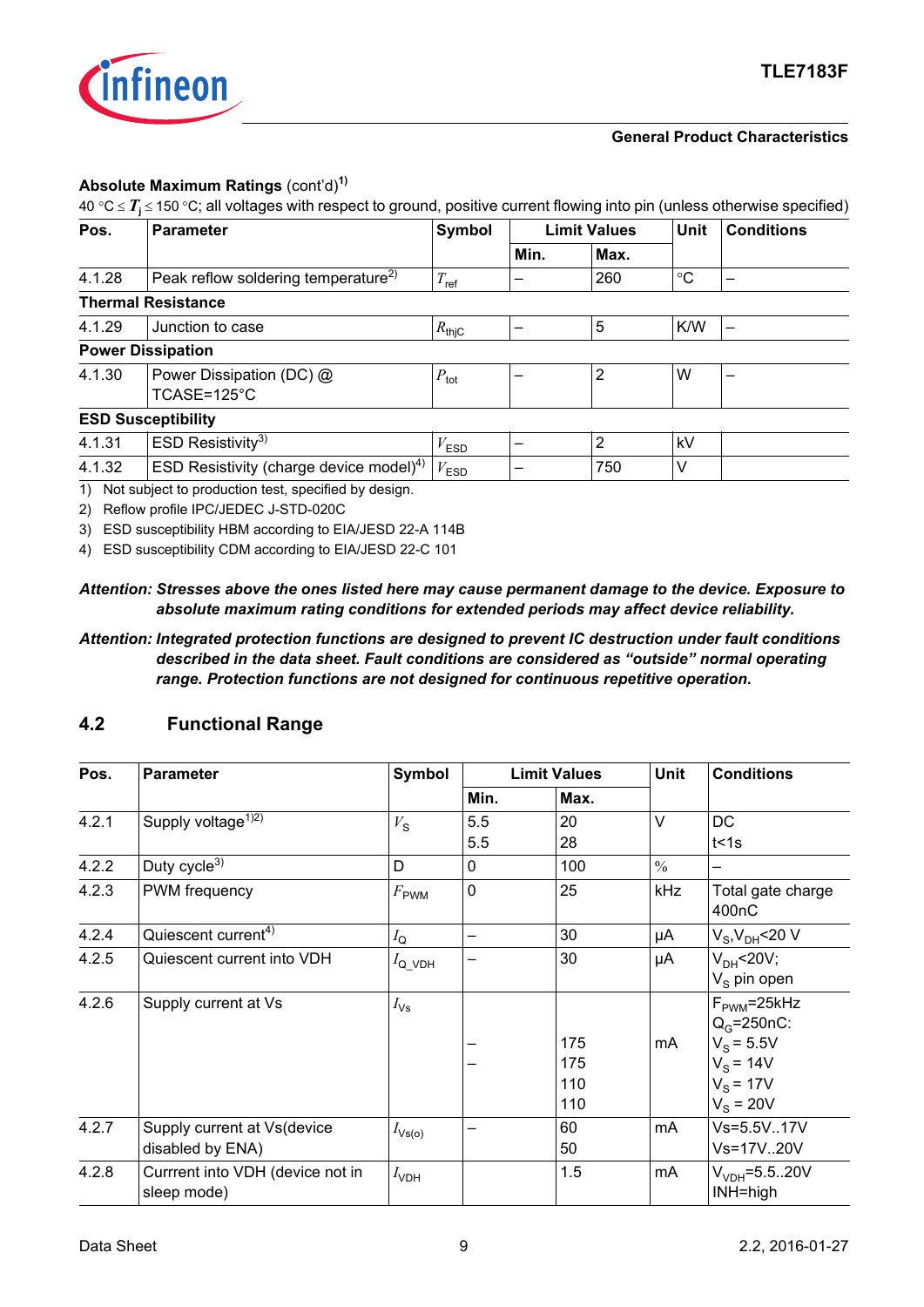**Absolute Maximum Ratings** (cont'd)[1)]

40 °C ≤ $T_j$ ≤ 150 °C; all voltages with respect to ground, positive current flowing into pin (unless otherwise specified)

| Pos. | Parameter | Symbol | Limit Values | | Unit | Conditions |
|---|---|---|---|---|---|---|
| | | | Min. | Max. | | |
| 4.1.28 | Peak reflow soldering temperature[2)] | $T_{ref}$ | – | 260 | °C | – |
| **Thermal Resistance** | | | | | | |
| 4.1.29 | Junction to case | $R_{thjC}$ | – | 5 | K/W | – |
| **Power Dissipation** | | | | | | |
| 4.1.30 | Power Dissipation (DC) @ TCASE=125°C | $P_{tot}$ | – | 2 | W | – |
| **ESD Susceptibility** | | | | | | |
| 4.1.31 | ESD Resistivity[3)] | $V_{ESD}$ | – | 2 | kV | |
| 4.1.32 | ESD Resistivity (charge device model)[4)] | $V_{ESD}$ | – | 750 | V | |

1) Not subject to production test, specified by design.
2) Reflow profile IPC/JEDEC J-STD-020C
3) ESD susceptibility HBM according to EIA/JESD 22-A 114B
4) ESD susceptibility CDM according to EIA/JESD 22-C 101

***Attention: Stresses above the ones listed here may cause permanent damage to the device. Exposure to absolute maximum rating conditions for extended periods may affect device reliability.***

***Attention: Integrated protection functions are designed to prevent IC destruction under fault conditions described in the data sheet. Fault conditions are considered as "outside" normal operating range. Protection functions are not designed for continuous repetitive operation.***

## 4.2 Functional Range

| Pos. | Parameter | Symbol | Limit Values | | Unit | Conditions |
|---|---|---|---|---|---|---|
| | | | Min. | Max. | | |
| 4.2.1 | Supply voltage[1)2)] | $V_S$ | 5.5<br>5.5 | 20<br>28 | V | DC<br>t<1s |
| 4.2.2 | Duty cycle[3)] | D | 0 | 100 | % | – |
| 4.2.3 | PWM frequency | $F_{PWM}$ | 0 | 25 | kHz | Total gate charge 400nC |
| 4.2.4 | Quiescent current[4)] | $I_Q$ | – | 30 | µA | $V_S$,$V_{DH}$<20 V |
| 4.2.5 | Quiescent current into VDH | $I_{Q\_VDH}$ | – | 30 | µA | $V_{DH}$<20V;<br>$V_S$ pin open |
| 4.2.6 | Supply current at Vs | $I_{Vs}$ | <br><br>–<br>– | <br><br>175<br>175<br>110<br>110 | mA | $F_{PWM}$=25kHz<br>$Q_G$=250nC:<br>$V_S$ = 5.5V<br>$V_S$ = 14V<br>$V_S$ = 17V<br>$V_S$ = 20V |
| 4.2.7 | Supply current at Vs(device disabled by ENA) | $I_{Vs(o)}$ | – | 60<br>50 | mA | Vs=5.5V..17V<br>Vs=17V..20V |
| 4.2.8 | Currrent into VDH (device not in sleep mode) | $I_{VDH}$ | | 1.5 | mA | $V_{VDH}$=5.5..20V<br>INH=high |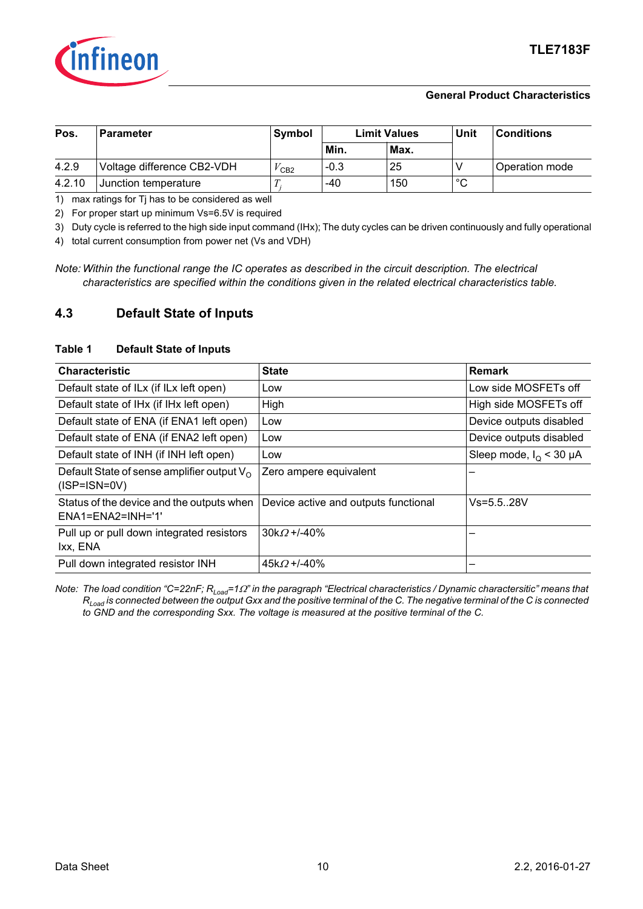| Pos. | Parameter | Symbol | Limit Values | | Unit | Conditions |
|---|---|---|---|---|---|---|
| | | | Min. | Max. | | |
| 4.2.9 | Voltage difference CB2-VDH | $V_{CB2}$ | -0.3 | 25 | V | Operation mode |
| 4.2.10 | Junction temperature | $T_j$ | -40 | 150 | °C | |

1) max ratings for Tj has to be considered as well
2) For proper start up minimum Vs=6.5V is required
3) Duty cycle is referred to the high side input command (IHx); The duty cycles can be driven continuously and fully operational
4) total current consumption from power net (Vs and VDH)

*Note: Within the functional range the IC operates as described in the circuit description. The electrical characteristics are specified within the conditions given in the related electrical characteristics table.*

## 4.3 Default State of Inputs

**Table 1 Default State of Inputs**

| Characteristic | State | Remark |
|---|---|---|
| Default state of ILx (if ILx left open) | Low | Low side MOSFETs off |
| Default state of IHx (if IHx left open) | High | High side MOSFETs off |
| Default state of ENA (if ENA1 left open) | Low | Device outputs disabled |
| Default state of ENA (if ENA2 left open) | Low | Device outputs disabled |
| Default state of INH (if INH left open) | Low | Sleep mode, $I_Q$ < 30 µA |
| Default State of sense amplifier output $V_O$ (ISP=ISN=0V) | Zero ampere equivalent | – |
| Status of the device and the outputs when ENA1=ENA2=INH='1' | Device active and outputs functional | Vs=5.5..28V |
| Pull up or pull down integrated resistors Ixx, ENA | 30k$\Omega$ +/-40% | – |
| Pull down integrated resistor INH | 45k$\Omega$ +/-40% | – |

*Note: The load condition "C=22nF; $R_{Load}$=1$\Omega$" in the paragraph "Electrical characteristics / Dynamic charactersitic" means that $R_{Load}$ is connected between the output Gxx and the positive terminal of the C. The negative terminal of the C is connected to GND and the corresponding Sxx. The voltage is measured at the positive terminal of the C.*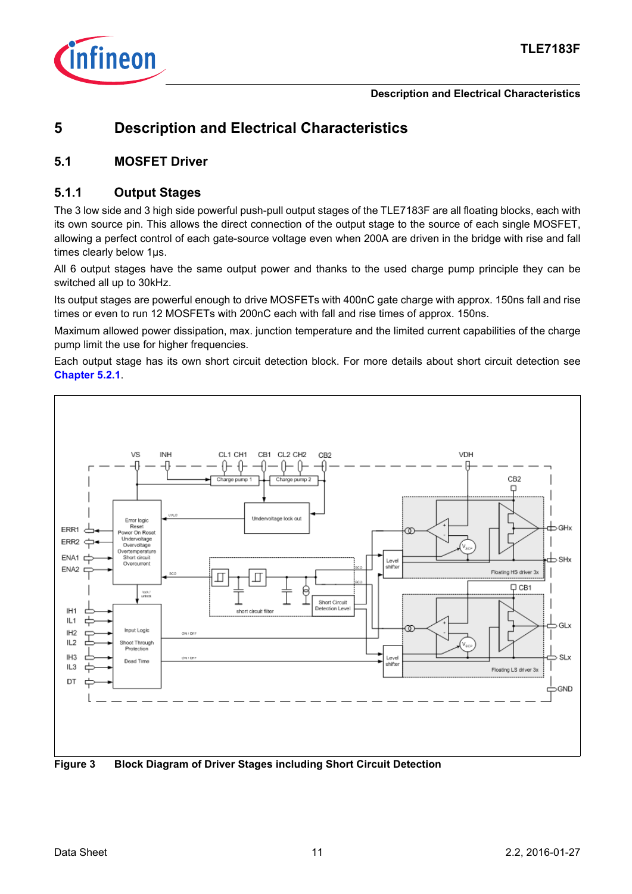# 5 Description and Electrical Characteristics

## 5.1 MOSFET Driver

### 5.1.1 Output Stages

The 3 low side and 3 high side powerful push-pull output stages of the TLE7183F are all floating blocks, each with its own source pin. This allows the direct connection of the output stage to the source of each single MOSFET, allowing a perfect control of each gate-source voltage even when 200A are driven in the bridge with rise and fall times clearly below 1µs.

All 6 output stages have the same output power and thanks to the used charge pump principle they can be switched all up to 30kHz.

Its output stages are powerful enough to drive MOSFETs with 400nC gate charge with approx. 150ns fall and rise times or even to run 12 MOSFETs with 200nC each with fall and rise times of approx. 150ns.

Maximum allowed power dissipation, max. junction temperature and the limited current capabilities of the charge pump limit the use for higher frequencies.

Each output stage has its own short circuit detection block. For more details about short circuit detection see **Chapter 5.2.1**.

**Figure 3 Block Diagram of Driver Stages including Short Circuit Detection**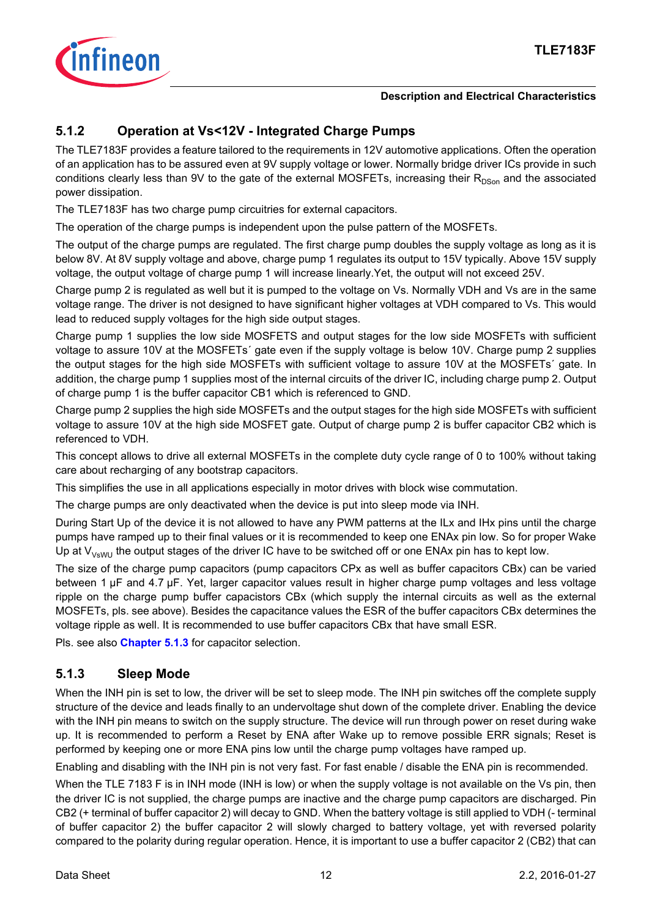### 5.1.2 Operation at Vs<12V - Integrated Charge Pumps

The TLE7183F provides a feature tailored to the requirements in 12V automotive applications. Often the operation of an application has to be assured even at 9V supply voltage or lower. Normally bridge driver ICs provide in such conditions clearly less than 9V to the gate of the external MOSFETs, increasing their $R_{DSon}$ and the associated power dissipation.

The TLE7183F has two charge pump circuitries for external capacitors.

The operation of the charge pumps is independent upon the pulse pattern of the MOSFETs.

The output of the charge pumps are regulated. The first charge pump doubles the supply voltage as long as it is below 8V. At 8V supply voltage and above, charge pump 1 regulates its output to 15V typically. Above 15V supply voltage, the output voltage of charge pump 1 will increase linearly.Yet, the output will not exceed 25V.

Charge pump 2 is regulated as well but it is pumped to the voltage on Vs. Normally VDH and Vs are in the same voltage range. The driver is not designed to have significant higher voltages at VDH compared to Vs. This would lead to reduced supply voltages for the high side output stages.

Charge pump 1 supplies the low side MOSFETS and output stages for the low side MOSFETs with sufficient voltage to assure 10V at the MOSFETs´ gate even if the supply voltage is below 10V. Charge pump 2 supplies the output stages for the high side MOSFETs with sufficient voltage to assure 10V at the MOSFETs´ gate. In addition, the charge pump 1 supplies most of the internal circuits of the driver IC, including charge pump 2. Output of charge pump 1 is the buffer capacitor CB1 which is referenced to GND.

Charge pump 2 supplies the high side MOSFETs and the output stages for the high side MOSFETs with sufficient voltage to assure 10V at the high side MOSFET gate. Output of charge pump 2 is buffer capacitor CB2 which is referenced to VDH.

This concept allows to drive all external MOSFETs in the complete duty cycle range of 0 to 100% without taking care about recharging of any bootstrap capacitors.

This simplifies the use in all applications especially in motor drives with block wise commutation.

The charge pumps are only deactivated when the device is put into sleep mode via INH.

During Start Up of the device it is not allowed to have any PWM patterns at the ILx and IHx pins until the charge pumps have ramped up to their final values or it is recommended to keep one ENAx pin low. So for proper Wake Up at $V_{VsWU}$ the output stages of the driver IC have to be switched off or one ENAx pin has to kept low.

The size of the charge pump capacitors (pump capacitors CPx as well as buffer capacitors CBx) can be varied between 1 µF and 4.7 µF. Yet, larger capacitor values result in higher charge pump voltages and less voltage ripple on the charge pump buffer capacistors CBx (which supply the internal circuits as well as the external MOSFETs, pls. see above). Besides the capacitance values the ESR of the buffer capacitors CBx determines the voltage ripple as well. It is recommended to use buffer capacitors CBx that have small ESR.

Pls. see also **Chapter 5.1.3** for capacitor selection.

### 5.1.3 Sleep Mode

When the INH pin is set to low, the driver will be set to sleep mode. The INH pin switches off the complete supply structure of the device and leads finally to an undervoltage shut down of the complete driver. Enabling the device with the INH pin means to switch on the supply structure. The device will run through power on reset during wake up. It is recommended to perform a Reset by ENA after Wake up to remove possible ERR signals; Reset is performed by keeping one or more ENA pins low until the charge pump voltages have ramped up.

Enabling and disabling with the INH pin is not very fast. For fast enable / disable the ENA pin is recommended.

When the TLE 7183 F is in INH mode (INH is low) or when the supply voltage is not available on the Vs pin, then the driver IC is not supplied, the charge pumps are inactive and the charge pump capacitors are discharged. Pin CB2 (+ terminal of buffer capacitor 2) will decay to GND. When the battery voltage is still applied to VDH (- terminal of buffer capacitor 2) the buffer capacitor 2 will slowly charged to battery voltage, yet with reversed polarity compared to the polarity during regular operation. Hence, it is important to use a buffer capacitor 2 (CB2) that can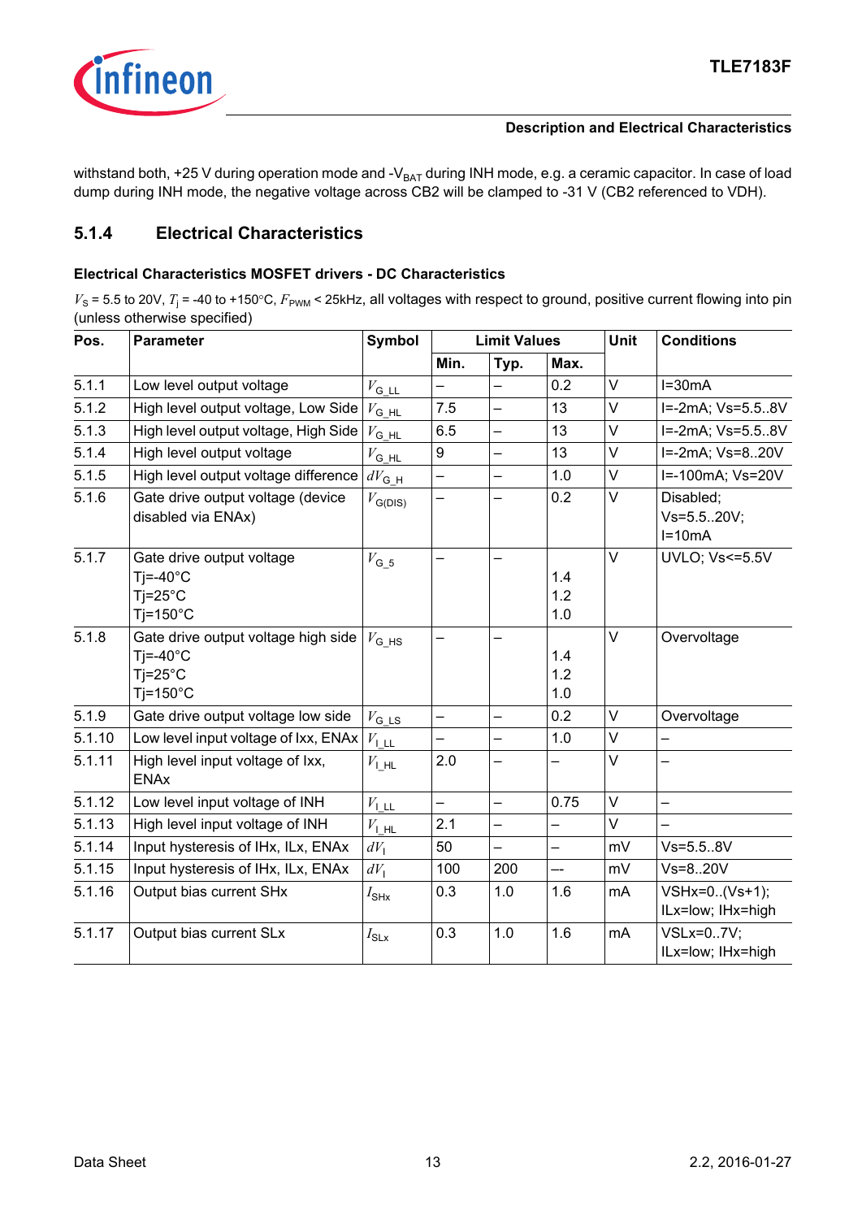withstand both, +25 V during operation mode and -$V_{BAT}$ during INH mode, e.g. a ceramic capacitor. In case of load dump during INH mode, the negative voltage across CB2 will be clamped to -31 V (CB2 referenced to VDH).

### 5.1.4 Electrical Characteristics

**Electrical Characteristics MOSFET drivers - DC Characteristics**

$V_S$ = 5.5 to 20V, $T_j$ = -40 to +150°C, $F_{PWM}$ < 25kHz, all voltages with respect to ground, positive current flowing into pin (unless otherwise specified)

| Pos. | Parameter | Symbol | Limit Values | | | Unit | Conditions |
|---|---|---|---|---|---|---|---|
| | | | Min. | Typ. | Max. | | |
| 5.1.1 | Low level output voltage | $V_{G\_LL}$ | – | – | 0.2 | V | I=30mA |
| 5.1.2 | High level output voltage, Low Side | $V_{G\_HL}$ | 7.5 | – | 13 | V | I=-2mA; Vs=5.5..8V |
| 5.1.3 | High level output voltage, High Side | $V_{G\_HL}$ | 6.5 | – | 13 | V | I=-2mA; Vs=5.5..8V |
| 5.1.4 | High level output voltage | $V_{G\_HL}$ | 9 | – | 13 | V | I=-2mA; Vs=8..20V |
| 5.1.5 | High level output voltage difference | $dV_{G\_H}$ | – | – | 1.0 | V | I=-100mA; Vs=20V |
| 5.1.6 | Gate drive output voltage (device disabled via ENAx) | $V_{G(DIS)}$ | – | – | 0.2 | V | Disabled; Vs=5.5..20V; I=10mA |
| 5.1.7 | Gate drive output voltage<br>Tj=-40°C<br>Tj=25°C<br>Tj=150°C | $V_{G\_5}$ | – | – | <br>1.4<br>1.2<br>1.0 | V | UVLO; Vs<=5.5V |
| 5.1.8 | Gate drive output voltage high side<br>Tj=-40°C<br>Tj=25°C<br>Tj=150°C | $V_{G\_HS}$ | – | – | <br>1.4<br>1.2<br>1.0 | V | Overvoltage |
| 5.1.9 | Gate drive output voltage low side | $V_{G\_LS}$ | – | – | 0.2 | V | Overvoltage |
| 5.1.10 | Low level input voltage of Ixx, ENAx | $V_{I\_LL}$ | – | – | 1.0 | V | – |
| 5.1.11 | High level input voltage of Ixx, ENAx | $V_{I\_HL}$ | 2.0 | – | – | V | – |
| 5.1.12 | Low level input voltage of INH | $V_{I\_LL}$ | – | – | 0.75 | V | – |
| 5.1.13 | High level input voltage of INH | $V_{I\_HL}$ | 2.1 | – | – | V | – |
| 5.1.14 | Input hysteresis of IHx, ILx, ENAx | $dV_I$ | 50 | – | – | mV | Vs=5.5..8V |
| 5.1.15 | Input hysteresis of IHx, ILx, ENAx | $dV_I$ | 100 | 200 | –- | mV | Vs=8..20V |
| 5.1.16 | Output bias current SHx | $I_{SHx}$ | 0.3 | 1.0 | 1.6 | mA | VSHx=0..(Vs+1); ILx=low; IHx=high |
| 5.1.17 | Output bias current SLx | $I_{SLx}$ | 0.3 | 1.0 | 1.6 | mA | VSLx=0..7V; ILx=low; IHx=high |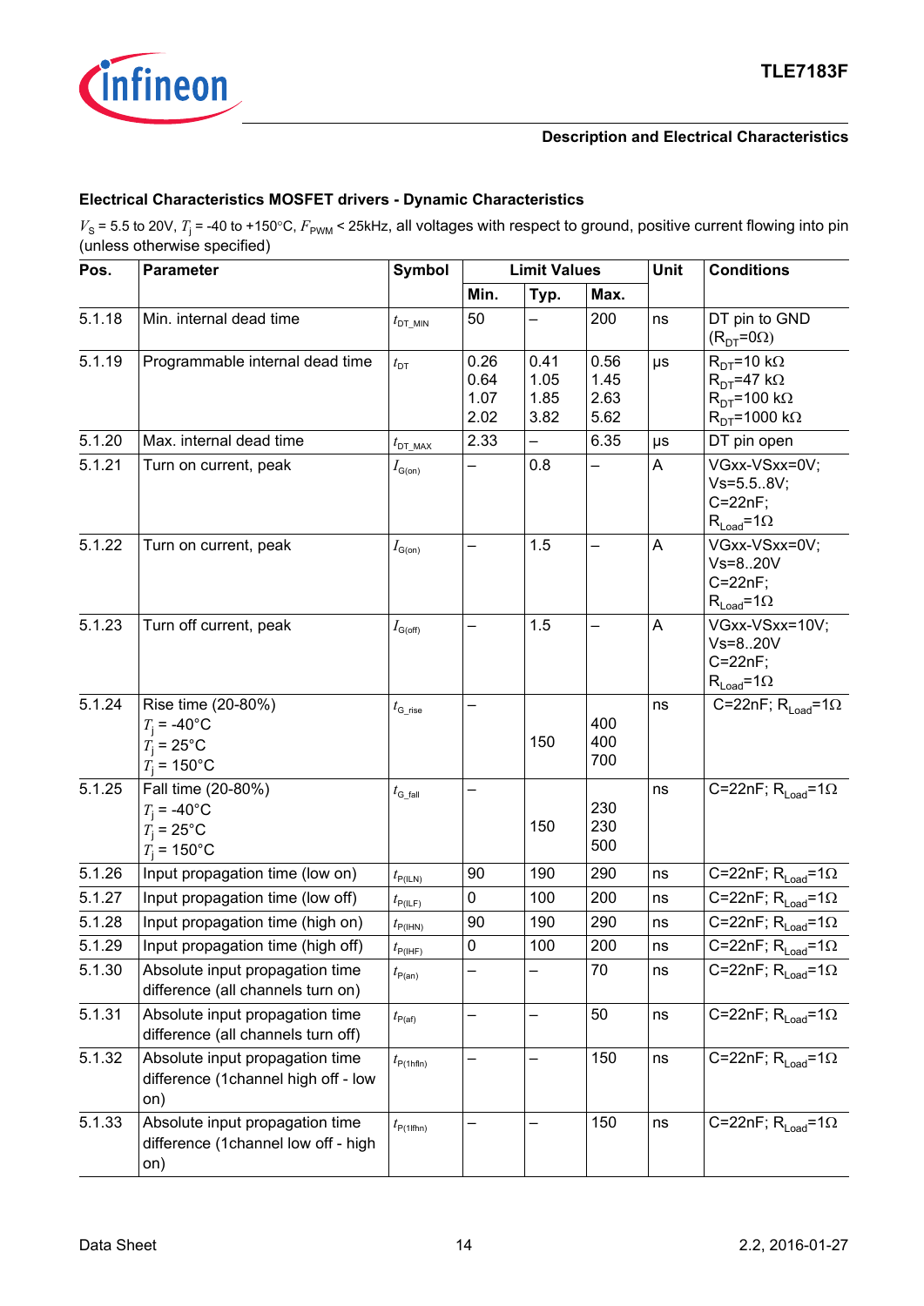### Electrical Characteristics MOSFET drivers - Dynamic Characteristics

$V_S$ = 5.5 to 20V, $T_j$ = -40 to +150°C, $F_{PWM}$ < 25kHz, all voltages with respect to ground, positive current flowing into pin (unless otherwise specified)

| Pos. | Parameter | Symbol | Limit Values | | | Unit | Conditions |
|---|---|---|---|---|---|---|---|
| | | | Min. | Typ. | Max. | | |
| 5.1.18 | Min. internal dead time | $t_{DT\_MIN}$ | 50 | – | 200 | ns | DT pin to GND ($R_{DT}$=0Ω) |
| 5.1.19 | Programmable internal dead time | $t_{DT}$ | 0.26<br>0.64<br>1.07<br>2.02 | 0.41<br>1.05<br>1.85<br>3.82 | 0.56<br>1.45<br>2.63<br>5.62 | µs | $R_{DT}$=10 kΩ<br>$R_{DT}$=47 kΩ<br>$R_{DT}$=100 kΩ<br>$R_{DT}$=1000 kΩ |
| 5.1.20 | Max. internal dead time | $t_{DT\_MAX}$ | 2.33 | – | 6.35 | µs | DT pin open |
| 5.1.21 | Turn on current, peak | $I_{G(on)}$ | – | 0.8 | – | A | VGxx-VSxx=0V;<br>Vs=5.5..8V;<br>C=22nF;<br>$R_{Load}$=1Ω |
| 5.1.22 | Turn on current, peak | $I_{G(on)}$ | – | 1.5 | – | A | VGxx-VSxx=0V;<br>Vs=8..20V<br>C=22nF;<br>$R_{Load}$=1Ω |
| 5.1.23 | Turn off current, peak | $I_{G(off)}$ | – | 1.5 | – | A | VGxx-VSxx=10V;<br>Vs=8..20V<br>C=22nF;<br>$R_{Load}$=1Ω |
| 5.1.24 | Rise time (20-80%)<br>$T_j$ = -40°C<br>$T_j$ = 25°C<br>$T_j$ = 150°C | $t_{G\_rise}$ | – | <br><br>150<br> | <br>400<br>400<br>700 | ns | C=22nF; $R_{Load}$=1Ω |
| 5.1.25 | Fall time (20-80%)<br>$T_j$ = -40°C<br>$T_j$ = 25°C<br>$T_j$ = 150°C | $t_{G\_fall}$ | – | <br><br>150<br> | <br>230<br>230<br>500 | ns | C=22nF; $R_{Load}$=1Ω |
| 5.1.26 | Input propagation time (low on) | $t_{P(ILN)}$ | 90 | 190 | 290 | ns | C=22nF; $R_{Load}$=1Ω |
| 5.1.27 | Input propagation time (low off) | $t_{P(ILF)}$ | 0 | 100 | 200 | ns | C=22nF; $R_{Load}$=1Ω |
| 5.1.28 | Input propagation time (high on) | $t_{P(IHN)}$ | 90 | 190 | 290 | ns | C=22nF; $R_{Load}$=1Ω |
| 5.1.29 | Input propagation time (high off) | $t_{P(IHF)}$ | 0 | 100 | 200 | ns | C=22nF; $R_{Load}$=1Ω |
| 5.1.30 | Absolute input propagation time difference (all channels turn on) | $t_{P(an)}$ | – | – | 70 | ns | C=22nF; $R_{Load}$=1Ω |
| 5.1.31 | Absolute input propagation time difference (all channels turn off) | $t_{P(af)}$ | – | – | 50 | ns | C=22nF; $R_{Load}$=1Ω |
| 5.1.32 | Absolute input propagation time difference (1channel high off - low on) | $t_{P(1hfln)}$ | – | – | 150 | ns | C=22nF; $R_{Load}$=1Ω |
| 5.1.33 | Absolute input propagation time difference (1channel low off - high on) | $t_{P(1lfhn)}$ | – | – | 150 | ns | C=22nF; $R_{Load}$=1Ω |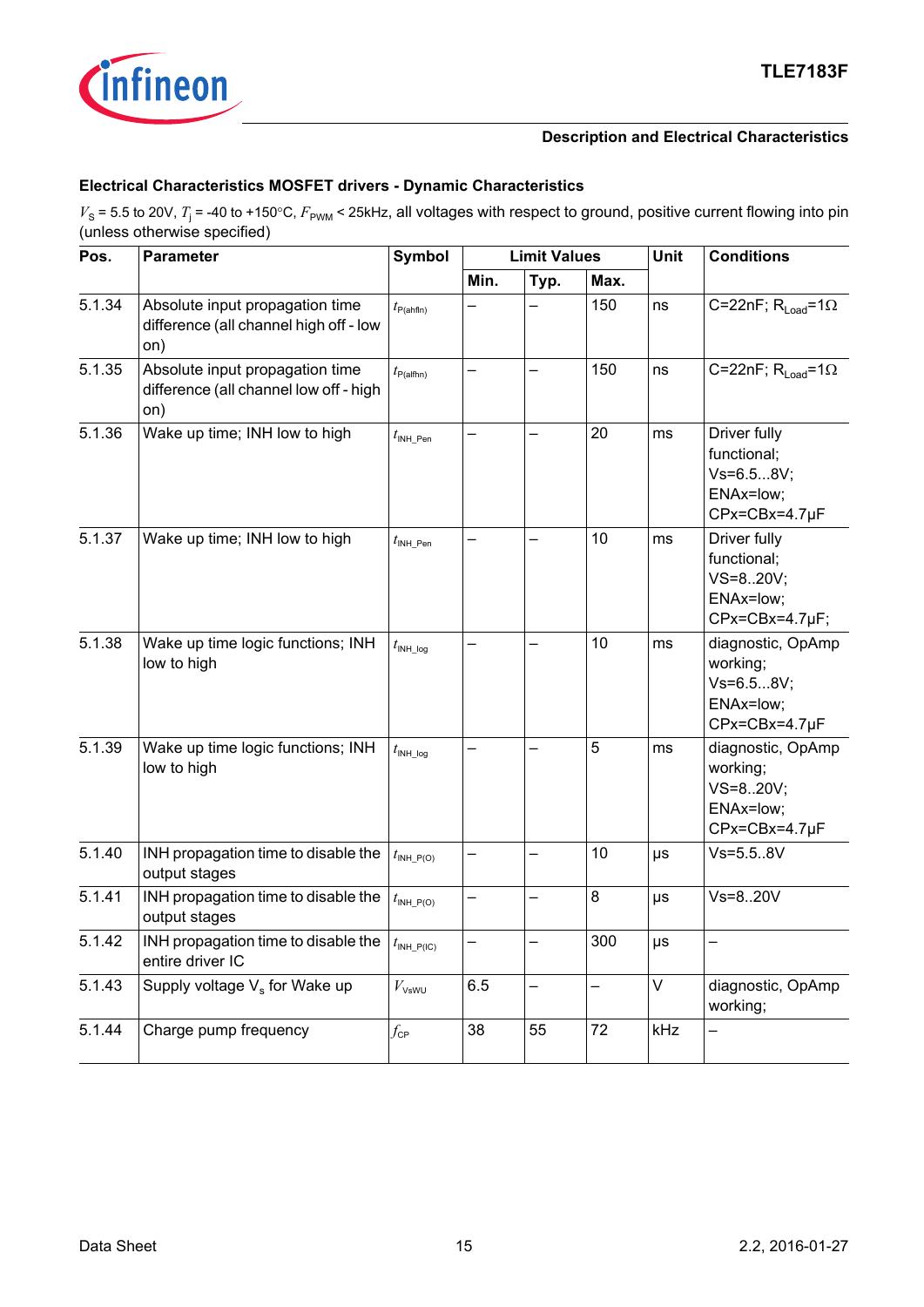### Electrical Characteristics MOSFET drivers - Dynamic Characteristics

$V_S$ = 5.5 to 20V, $T_j$ = -40 to +150°C, $F_{PWM}$ < 25kHz, all voltages with respect to ground, positive current flowing into pin (unless otherwise specified)

| Pos. | Parameter | Symbol | Limit Values | | | Unit | Conditions |
|---|---|---|---|---|---|---|---|
| | | | Min. | Typ. | Max. | | |
| 5.1.34 | Absolute input propagation time difference (all channel high off - low on) | $t_{P(ahfln)}$ | – | – | 150 | ns | C=22nF; $R_{Load}$=1Ω |
| 5.1.35 | Absolute input propagation time difference (all channel low off - high on) | $t_{P(alfhn)}$ | – | – | 150 | ns | C=22nF; $R_{Load}$=1Ω |
| 5.1.36 | Wake up time; INH low to high | $t_{INH\_Pen}$ | – | – | 20 | ms | Driver fully functional; Vs=6.5...8V; ENAx=low; CPx=CBx=4.7µF |
| 5.1.37 | Wake up time; INH low to high | $t_{INH\_Pen}$ | – | – | 10 | ms | Driver fully functional; VS=8..20V; ENAx=low; CPx=CBx=4.7µF; |
| 5.1.38 | Wake up time logic functions; INH low to high | $t_{INH\_log}$ | – | – | 10 | ms | diagnostic, OpAmp working; Vs=6.5...8V; ENAx=low; CPx=CBx=4.7µF |
| 5.1.39 | Wake up time logic functions; INH low to high | $t_{INH\_log}$ | – | – | 5 | ms | diagnostic, OpAmp working; VS=8..20V; ENAx=low; CPx=CBx=4.7µF |
| 5.1.40 | INH propagation time to disable the output stages | $t_{INH\_P(O)}$ | – | – | 10 | µs | Vs=5.5..8V |
| 5.1.41 | INH propagation time to disable the output stages | $t_{INH\_P(O)}$ | – | – | 8 | µs | Vs=8..20V |
| 5.1.42 | INH propagation time to disable the entire driver IC | $t_{INH\_P(IC)}$ | – | – | 300 | µs | – |
| 5.1.43 | Supply voltage $V_s$ for Wake up | $V_{VsWU}$ | 6.5 | – | – | V | diagnostic, OpAmp working; |
| 5.1.44 | Charge pump frequency | $f_{CP}$ | 38 | 55 | 72 | kHz | – |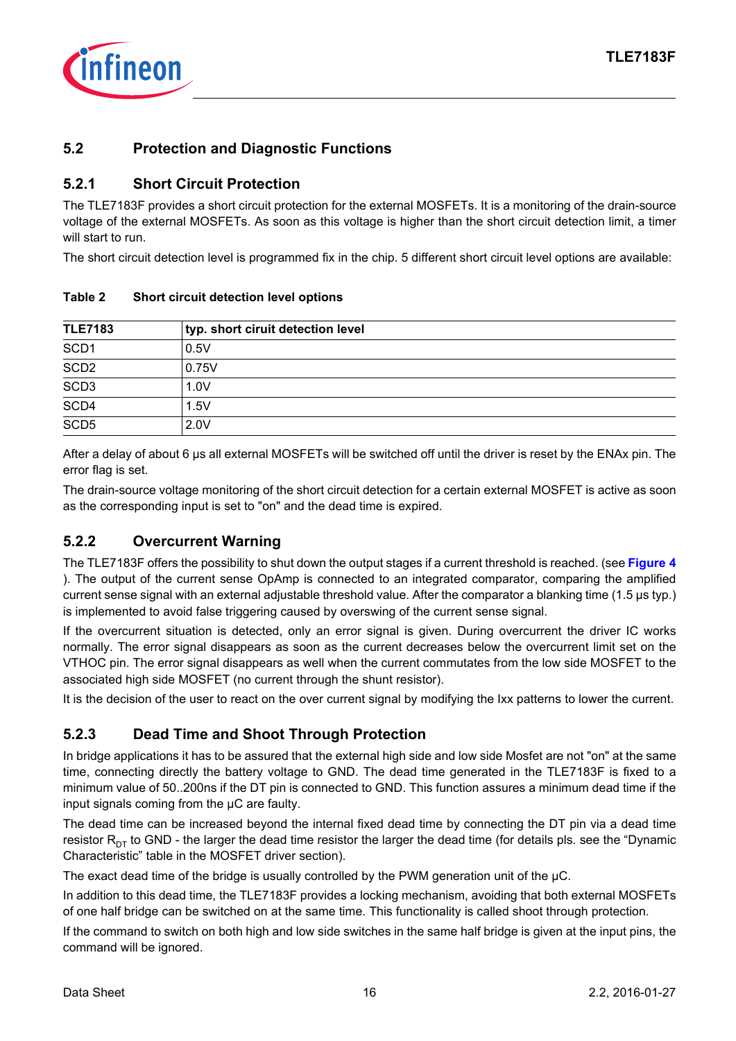## 5.2 Protection and Diagnostic Functions

### 5.2.1 Short Circuit Protection

The TLE7183F provides a short circuit protection for the external MOSFETs. It is a monitoring of the drain-source voltage of the external MOSFETs. As soon as this voltage is higher than the short circuit detection limit, a timer will start to run.

The short circuit detection level is programmed fix in the chip. 5 different short circuit level options are available:

**Table 2 Short circuit detection level options**

| TLE7183 | typ. short ciruit detection level |
|---|---|
| SCD1 | 0.5V |
| SCD2 | 0.75V |
| SCD3 | 1.0V |
| SCD4 | 1.5V |
| SCD5 | 2.0V |

After a delay of about 6 µs all external MOSFETs will be switched off until the driver is reset by the ENAx pin. The error flag is set.

The drain-source voltage monitoring of the short circuit detection for a certain external MOSFET is active as soon as the corresponding input is set to "on" and the dead time is expired.

### 5.2.2 Overcurrent Warning

The TLE7183F offers the possibility to shut down the output stages if a current threshold is reached. (see **Figure 4** ). The output of the current sense OpAmp is connected to an integrated comparator, comparing the amplified current sense signal with an external adjustable threshold value. After the comparator a blanking time (1.5 µs typ.) is implemented to avoid false triggering caused by overswing of the current sense signal.

If the overcurrent situation is detected, only an error signal is given. During overcurrent the driver IC works normally. The error signal disappears as soon as the current decreases below the overcurrent limit set on the VTHOC pin. The error signal disappears as well when the current commutates from the low side MOSFET to the associated high side MOSFET (no current through the shunt resistor).

It is the decision of the user to react on the over current signal by modifying the Ixx patterns to lower the current.

### 5.2.3 Dead Time and Shoot Through Protection

In bridge applications it has to be assured that the external high side and low side Mosfet are not "on" at the same time, connecting directly the battery voltage to GND. The dead time generated in the TLE7183F is fixed to a minimum value of 50..200ns if the DT pin is connected to GND. This function assures a minimum dead time if the input signals coming from the µC are faulty.

The dead time can be increased beyond the internal fixed dead time by connecting the DT pin via a dead time resistor $R_{DT}$ to GND - the larger the dead time resistor the larger the dead time (for details pls. see the "Dynamic Characteristic" table in the MOSFET driver section).

The exact dead time of the bridge is usually controlled by the PWM generation unit of the µC.

In addition to this dead time, the TLE7183F provides a locking mechanism, avoiding that both external MOSFETs of one half bridge can be switched on at the same time. This functionality is called shoot through protection.

If the command to switch on both high and low side switches in the same half bridge is given at the input pins, the command will be ignored.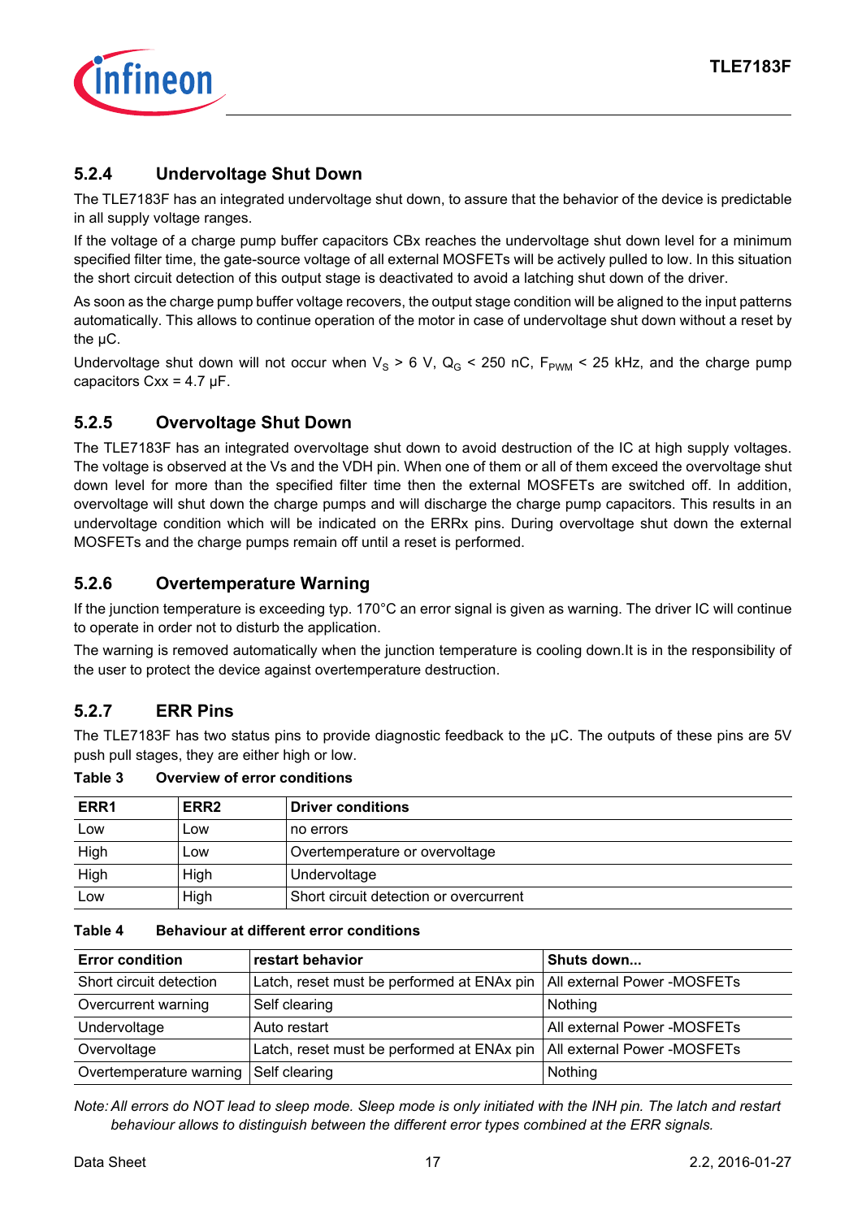### 5.2.4 Undervoltage Shut Down

The TLE7183F has an integrated undervoltage shut down, to assure that the behavior of the device is predictable in all supply voltage ranges.

If the voltage of a charge pump buffer capacitors CBx reaches the undervoltage shut down level for a minimum specified filter time, the gate-source voltage of all external MOSFETs will be actively pulled to low. In this situation the short circuit detection of this output stage is deactivated to avoid a latching shut down of the driver.

As soon as the charge pump buffer voltage recovers, the output stage condition will be aligned to the input patterns automatically. This allows to continue operation of the motor in case of undervoltage shut down without a reset by the µC.

Undervoltage shut down will not occur when $V_S$ > 6 V, $Q_G$ < 250 nC, $F_{PWM}$ < 25 kHz, and the charge pump capacitors Cxx = 4.7 µF.

### 5.2.5 Overvoltage Shut Down

The TLE7183F has an integrated overvoltage shut down to avoid destruction of the IC at high supply voltages. The voltage is observed at the Vs and the VDH pin. When one of them or all of them exceed the overvoltage shut down level for more than the specified filter time then the external MOSFETs are switched off. In addition, overvoltage will shut down the charge pumps and will discharge the charge pump capacitors. This results in an undervoltage condition which will be indicated on the ERRx pins. During overvoltage shut down the external MOSFETs and the charge pumps remain off until a reset is performed.

### 5.2.6 Overtemperature Warning

If the junction temperature is exceeding typ. 170°C an error signal is given as warning. The driver IC will continue to operate in order not to disturb the application.

The warning is removed automatically when the junction temperature is cooling down.It is in the responsibility of the user to protect the device against overtemperature destruction.

### 5.2.7 ERR Pins

The TLE7183F has two status pins to provide diagnostic feedback to the µC. The outputs of these pins are 5V push pull stages, they are either high or low.

**Table 3 Overview of error conditions**

| ERR1 | ERR2 | Driver conditions |
|---|---|---|
| Low | Low | no errors |
| High | Low | Overtemperature or overvoltage |
| High | High | Undervoltage |
| Low | High | Short circuit detection or overcurrent |

**Table 4 Behaviour at different error conditions**

| Error condition | restart behavior | Shuts down... |
|---|---|---|
| Short circuit detection | Latch, reset must be performed at ENAx pin | All external Power -MOSFETs |
| Overcurrent warning | Self clearing | Nothing |
| Undervoltage | Auto restart | All external Power -MOSFETs |
| Overvoltage | Latch, reset must be performed at ENAx pin | All external Power -MOSFETs |
| Overtemperature warning | Self clearing | Nothing |

*Note: All errors do NOT lead to sleep mode. Sleep mode is only initiated with the INH pin. The latch and restart behaviour allows to distinguish between the different error types combined at the ERR signals.*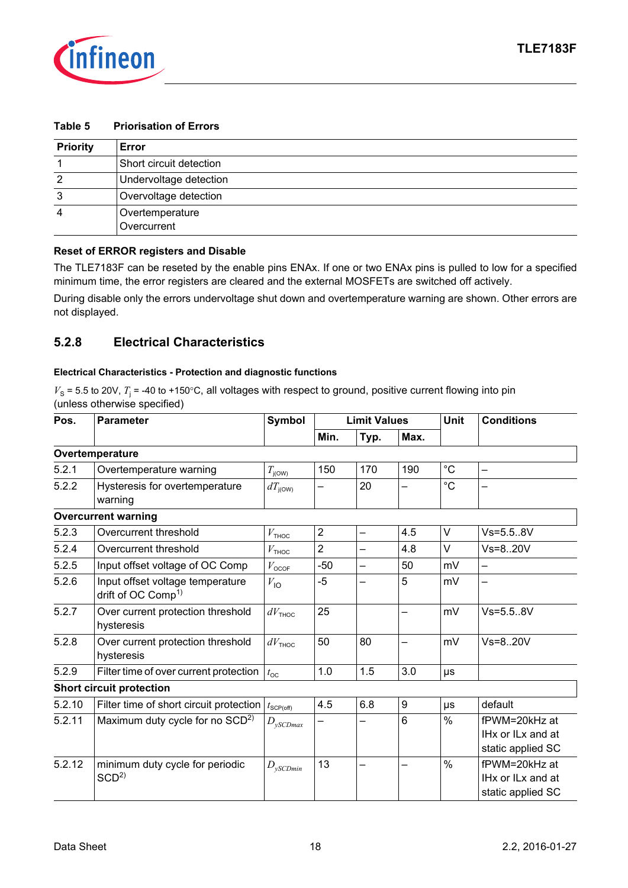**Table 5 Priorisation of Errors**

| Priority | Error |
|---|---|
| 1 | Short circuit detection |
| 2 | Undervoltage detection |
| 3 | Overvoltage detection |
| 4 | Overtemperature<br>Overcurrent |

**Reset of ERROR registers and Disable**

The TLE7183F can be reseted by the enable pins ENAx. If one or two ENAx pins is pulled to low for a specified minimum time, the error registers are cleared and the external MOSFETs are switched off actively.

During disable only the errors undervoltage shut down and overtemperature warning are shown. Other errors are not displayed.

## 5.2.8 Electrical Characteristics

**Electrical Characteristics - Protection and diagnostic functions**

$V_S$ = 5.5 to 20V, $T_j$ = -40 to +150°C, all voltages with respect to ground, positive current flowing into pin (unless otherwise specified)

| Pos. | Parameter | Symbol | Limit Values | | | Unit | Conditions |
|---|---|---|---|---|---|---|---|
| | | | Min. | Typ. | Max. | | |
| **Overtemperature** | | | | | | | |
| 5.2.1 | Overtemperature warning | $T_{j(OW)}$ | 150 | 170 | 190 | °C | – |
| 5.2.2 | Hysteresis for overtemperature warning | $dT_{j(OW)}$ | – | 20 | – | °C | – |
| **Overcurrent warning** | | | | | | | |
| 5.2.3 | Overcurrent threshold | $V_{THOC}$ | 2 | – | 4.5 | V | Vs=5.5..8V |
| 5.2.4 | Overcurrent threshold | $V_{THOC}$ | 2 | – | 4.8 | V | Vs=8..20V |
| 5.2.5 | Input offset voltage of OC Comp | $V_{OCOF}$ | -50 | – | 50 | mV | – |
| 5.2.6 | Input offset voltage temperature drift of OC Comp[1] | $V_{IO}$ | -5 | – | 5 | mV | – |
| 5.2.7 | Over current protection threshold hysteresis | $dV_{THOC}$ | 25 | | – | mV | Vs=5.5..8V |
| 5.2.8 | Over current protection threshold hysteresis | $dV_{THOC}$ | 50 | 80 | – | mV | Vs=8..20V |
| 5.2.9 | Filter time of over current protection | $t_{OC}$ | 1.0 | 1.5 | 3.0 | µs | |
| **Short circuit protection** | | | | | | | |
| 5.2.10 | Filter time of short circuit protection | $t_{SCP(off)}$ | 4.5 | 6.8 | 9 | µs | default |
| 5.2.11 | Maximum duty cycle for no SCD[2] | $D_{ySCDmax}$ | – | – | 6 | % | fPWM=20kHz at IHx or ILx and at static applied SC |
| 5.2.12 | minimum duty cycle for periodic SCD[2] | $D_{ySCDmin}$ | 13 | – | – | % | fPWM=20kHz at IHx or ILx and at static applied SC |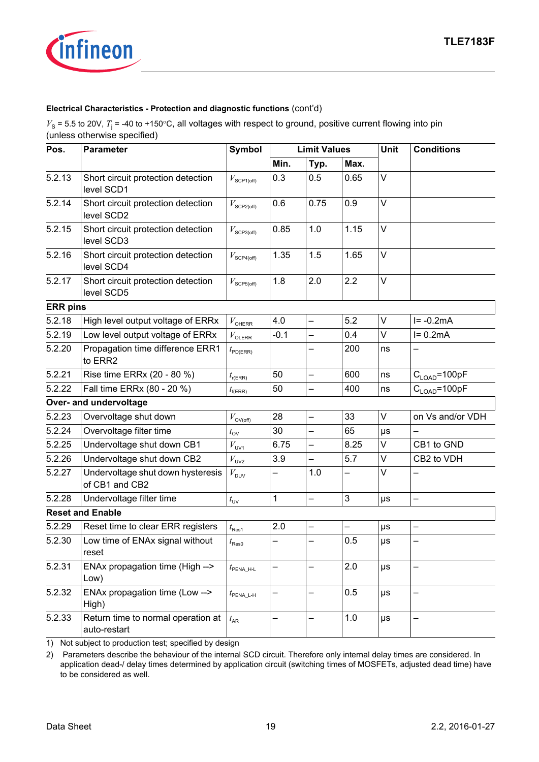**Electrical Characteristics - Protection and diagnostic functions** (cont'd)

$V_S$ = 5.5 to 20V, $T_j$ = -40 to +150°C, all voltages with respect to ground, positive current flowing into pin (unless otherwise specified)

| Pos. | Parameter | Symbol | Limit Values | | | Unit | Conditions |
|---|---|---|---|---|---|---|---|
| | | | Min. | Typ. | Max. | | |
| 5.2.13 | Short circuit protection detection level SCD1 | $V_{SCP1(off)}$ | 0.3 | 0.5 | 0.65 | V | |
| 5.2.14 | Short circuit protection detection level SCD2 | $V_{SCP2(off)}$ | 0.6 | 0.75 | 0.9 | V | |
| 5.2.15 | Short circuit protection detection level SCD3 | $V_{SCP3(off)}$ | 0.85 | 1.0 | 1.15 | V | |
| 5.2.16 | Short circuit protection detection level SCD4 | $V_{SCP4(off)}$ | 1.35 | 1.5 | 1.65 | V | |
| 5.2.17 | Short circuit protection detection level SCD5 | $V_{SCP5(off)}$ | 1.8 | 2.0 | 2.2 | V | |
| **ERR pins** | | | | | | | |
| 5.2.18 | High level output voltage of ERRx | $V_{OHERR}$ | 4.0 | – | 5.2 | V | I= -0.2mA |
| 5.2.19 | Low level output voltage of ERRx | $V_{OLERR}$ | -0.1 | – | 0.4 | V | I= 0.2mA |
| 5.2.20 | Propagation time difference ERR1 to ERR2 | $t_{PD(ERR)}$ | | – | 200 | ns | – |
| 5.2.21 | Rise time ERRx (20 - 80 %) | $t_{r(ERR)}$ | 50 | – | 600 | ns | $C_{LOAD}$=100pF |
| 5.2.22 | Fall time ERRx (80 - 20 %) | $t_{f(ERR)}$ | 50 | – | 400 | ns | $C_{LOAD}$=100pF |
| **Over- and undervoltage** | | | | | | | |
| 5.2.23 | Overvoltage shut down | $V_{OV(off)}$ | 28 | – | 33 | V | on Vs and/or VDH |
| 5.2.24 | Overvoltage filter time | $t_{OV}$ | 30 | – | 65 | µs | – |
| 5.2.25 | Undervoltage shut down CB1 | $V_{UV1}$ | 6.75 | – | 8.25 | V | CB1 to GND |
| 5.2.26 | Undervoltage shut down CB2 | $V_{UV2}$ | 3.9 | – | 5.7 | V | CB2 to VDH |
| 5.2.27 | Undervoltage shut down hysteresis of CB1 and CB2 | $V_{DUV}$ | – | 1.0 | – | V | – |
| 5.2.28 | Undervoltage filter time | $t_{UV}$ | 1 | – | 3 | µs | – |
| **Reset and Enable** | | | | | | | |
| 5.2.29 | Reset time to clear ERR registers | $t_{Res1}$ | 2.0 | – | – | µs | – |
| 5.2.30 | Low time of ENAx signal without reset | $t_{Res0}$ | – | – | 0.5 | µs | – |
| 5.2.31 | ENAx propagation time (High --> Low) | $t_{PENA\_H-L}$ | – | – | 2.0 | µs | – |
| 5.2.32 | ENAx propagation time (Low --> High) | $t_{PENA\_L-H}$ | – | – | 0.5 | µs | – |
| 5.2.33 | Return time to normal operation at auto-restart | $t_{AR}$ | – | – | 1.0 | µs | – |

1) Not subject to production test; specified by design

2) Parameters describe the behaviour of the internal SCD circuit. Therefore only internal delay times are considered. In application dead-/ delay times determined by application circuit (switching times of MOSFETs, adjusted dead time) have to be considered as well.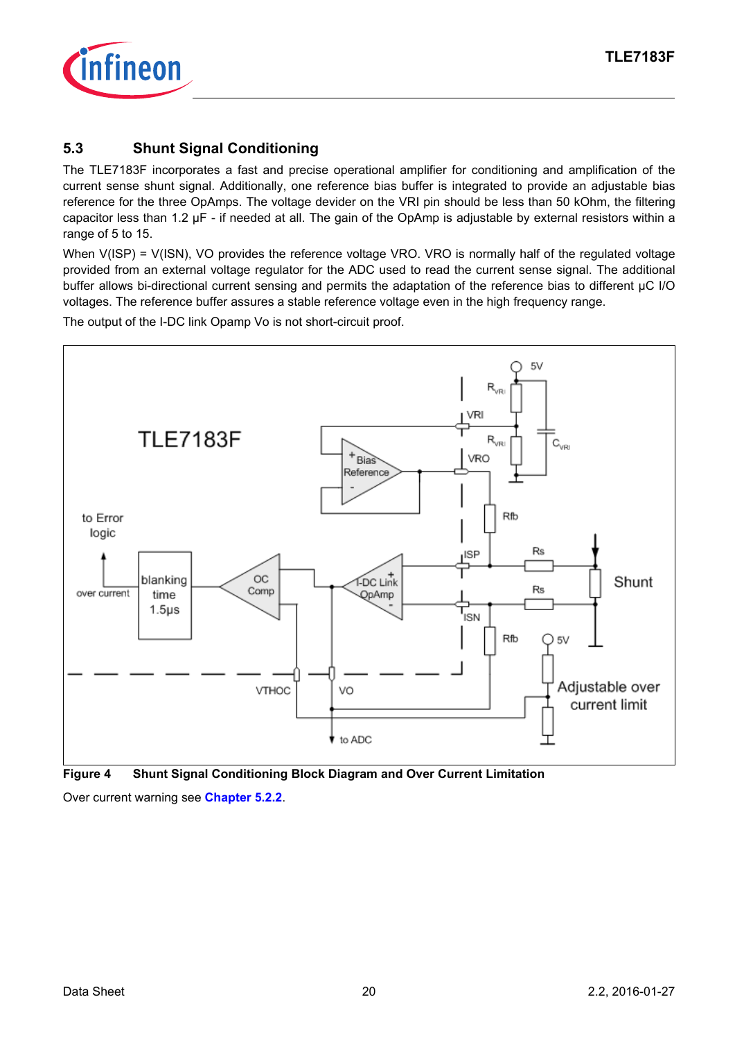## 5.3 Shunt Signal Conditioning

The TLE7183F incorporates a fast and precise operational amplifier for conditioning and amplification of the current sense shunt signal. Additionally, one reference bias buffer is integrated to provide an adjustable bias reference for the three OpAmps. The voltage devider on the VRI pin should be less than 50 kOhm, the filtering capacitor less than 1.2 µF - if needed at all. The gain of the OpAmp is adjustable by external resistors within a range of 5 to 15.

When V(ISP) = V(ISN), VO provides the reference voltage VRO. VRO is normally half of the regulated voltage provided from an external voltage regulator for the ADC used to read the current sense signal. The additional buffer allows bi-directional current sensing and permits the adaptation of the reference bias to different µC I/O voltages. The reference buffer assures a stable reference voltage even in the high frequency range.

The output of the I-DC link Opamp Vo is not short-circuit proof.

**Figure 4 Shunt Signal Conditioning Block Diagram and Over Current Limitation**

Over current warning see **Chapter 5.2.2**.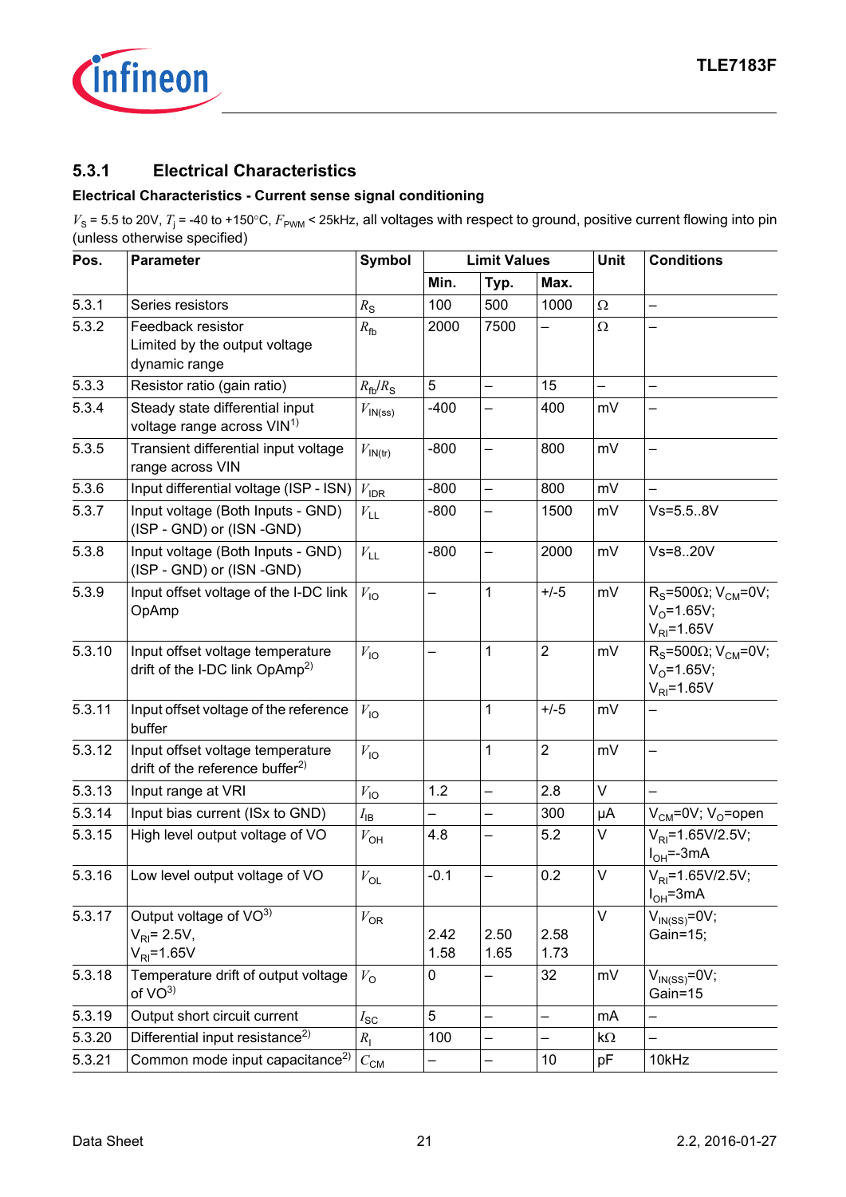### 5.3.1 Electrical Characteristics

**Electrical Characteristics - Current sense signal conditioning**

$V_S$ = 5.5 to 20V, $T_j$ = -40 to +150°C, $F_{PWM}$ < 25kHz, all voltages with respect to ground, positive current flowing into pin (unless otherwise specified)

| Pos. | Parameter | Symbol | Limit Values | | | Unit | Conditions |
|---|---|---|---|---|---|---|---|
| | | | Min. | Typ. | Max. | | |
| 5.3.1 | Series resistors | $R_S$ | 100 | 500 | 1000 | Ω | – |
| 5.3.2 | Feedback resistor Limited by the output voltage dynamic range | $R_{fb}$ | 2000 | 7500 | – | Ω | – |
| 5.3.3 | Resistor ratio (gain ratio) | $R_{fb}/R_S$ | 5 | – | 15 | – | – |
| 5.3.4 | Steady state differential input voltage range across VIN[1] | $V_{IN(ss)}$ | -400 | – | 400 | mV | – |
| 5.3.5 | Transient differential input voltage range across VIN | $V_{IN(tr)}$ | -800 | – | 800 | mV | – |
| 5.3.6 | Input differential voltage (ISP - ISN) | $V_{IDR}$ | -800 | – | 800 | mV | – |
| 5.3.7 | Input voltage (Both Inputs - GND) (ISP - GND) or (ISN -GND) | $V_{LL}$ | -800 | – | 1500 | mV | Vs=5.5..8V |
| 5.3.8 | Input voltage (Both Inputs - GND) (ISP - GND) or (ISN -GND) | $V_{LL}$ | -800 | – | 2000 | mV | Vs=8..20V |
| 5.3.9 | Input offset voltage of the I-DC link OpAmp | $V_{IO}$ | – | 1 | +/-5 | mV | $R_S$=500Ω; $V_{CM}$=0V; $V_O$=1.65V; $V_{RI}$=1.65V |
| 5.3.10 | Input offset voltage temperature drift of the I-DC link OpAmp[2] | $V_{IO}$ | – | 1 | 2 | mV | $R_S$=500Ω; $V_{CM}$=0V; $V_O$=1.65V; $V_{RI}$=1.65V |
| 5.3.11 | Input offset voltage of the reference buffer | $V_{IO}$ | | 1 | +/-5 | mV | – |
| 5.3.12 | Input offset voltage temperature drift of the reference buffer[2] | $V_{IO}$ | | 1 | 2 | mV | – |
| 5.3.13 | Input range at VRI | $V_{IO}$ | 1.2 | – | 2.8 | V | – |
| 5.3.14 | Input bias current (ISx to GND) | $I_{IB}$ | – | – | 300 | µA | $V_{CM}$=0V; $V_O$=open |
| 5.3.15 | High level output voltage of VO | $V_{OH}$ | 4.8 | – | 5.2 | V | $V_{RI}$=1.65V/2.5V; $I_{OH}$=-3mA |
| 5.3.16 | Low level output voltage of VO | $V_{OL}$ | -0.1 | – | 0.2 | V | $V_{RI}$=1.65V/2.5V; $I_{OH}$=3mA |
| 5.3.17 | Output voltage of VO[3] $V_{RI}$= 2.5V, $V_{RI}$=1.65V | $V_{OR}$ | 2.42 1.58 | 2.50 1.65 | 2.58 1.73 | V | $V_{IN(SS)}$=0V; Gain=15; |
| 5.3.18 | Temperature drift of output voltage of VO[3] | $V_O$ | 0 | – | 32 | mV | $V_{IN(SS)}$=0V; Gain=15 |
| 5.3.19 | Output short circuit current | $I_{SC}$ | 5 | – | – | mA | – |
| 5.3.20 | Differential input resistance[2] | $R_I$ | 100 | – | – | kΩ | – |
| 5.3.21 | Common mode input capacitance[2] | $C_{CM}$ | – | – | 10 | pF | 10kHz |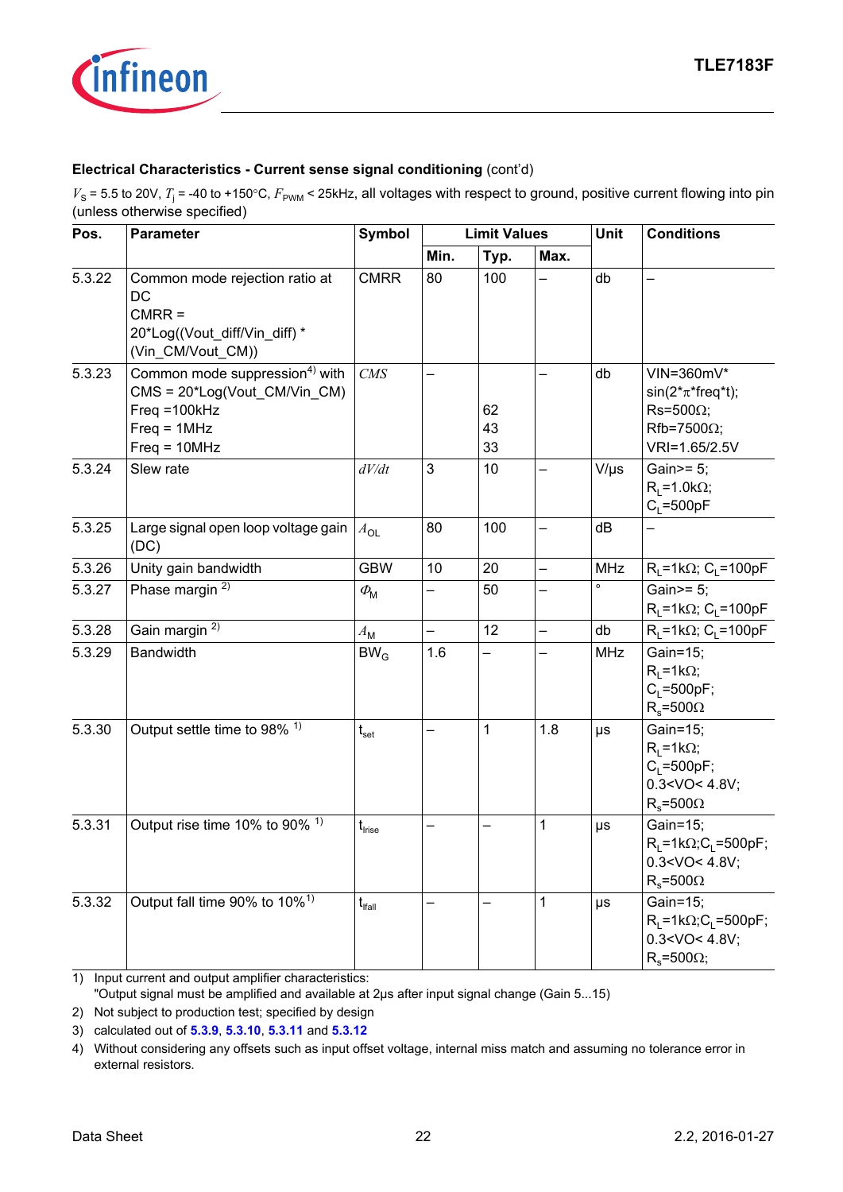**Electrical Characteristics - Current sense signal conditioning** (cont'd)

$V_S$ = 5.5 to 20V, $T_j$ = -40 to +150°C, $F_{PWM}$ < 25kHz, all voltages with respect to ground, positive current flowing into pin (unless otherwise specified)

| Pos. | Parameter | Symbol | Limit Values | | | Unit | Conditions |
|---|---|---|---|---|---|---|---|
| | | | Min. | Typ. | Max. | | |
| 5.3.22 | Common mode rejection ratio at DC<br>CMRR =<br>20*Log((Vout_diff/Vin_diff) * (Vin_CM/Vout_CM)) | CMRR | 80 | 100 | – | db | – |
| 5.3.23 | Common mode suppression[4] with<br>CMS = 20*Log(Vout_CM/Vin_CM)<br>Freq =100kHz<br>Freq = 1MHz<br>Freq = 10MHz | *CMS* | – | <br><br>62<br>43<br>33 | – | db | VIN=360mV* sin(2*π*freq*t);<br>Rs=500Ω;<br>Rfb=7500Ω;<br>VRI=1.65/2.5V |
| 5.3.24 | Slew rate | *dV/dt* | 3 | 10 | – | V/µs | Gain>= 5;<br>$R_L$=1.0kΩ;<br>$C_L$=500pF |
| 5.3.25 | Large signal open loop voltage gain (DC) | $A_{OL}$ | 80 | 100 | – | dB | – |
| 5.3.26 | Unity gain bandwidth | GBW | 10 | 20 | – | MHz | $R_L$=1kΩ; $C_L$=100pF |
| 5.3.27 | Phase margin [2] | $\Phi_M$ | – | 50 | – | ° | Gain>= 5;<br>$R_L$=1kΩ; $C_L$=100pF |
| 5.3.28 | Gain margin [2] | $A_M$ | – | 12 | – | db | $R_L$=1kΩ; $C_L$=100pF |
| 5.3.29 | Bandwidth | $BW_G$ | 1.6 | – | – | MHz | Gain=15;<br>$R_L$=1kΩ;<br>$C_L$=500pF;<br>$R_s$=500Ω |
| 5.3.30 | Output settle time to 98% [1] | $t_{set}$ | – | 1 | 1.8 | µs | Gain=15;<br>$R_L$=1kΩ;<br>$C_L$=500pF;<br>0.3<VO< 4.8V;<br>$R_s$=500Ω |
| 5.3.31 | Output rise time 10% to 90% [1] | $t_{lrise}$ | – | – | 1 | µs | Gain=15;<br>$R_L$=1kΩ;$C_L$=500pF;<br>0.3<VO< 4.8V;<br>$R_s$=500Ω |
| 5.3.32 | Output fall time 90% to 10%[1] | $t_{lfall}$ | – | – | 1 | µs | Gain=15;<br>$R_L$=1kΩ;$C_L$=500pF;<br>0.3<VO< 4.8V;<br>$R_s$=500Ω; |

1) Input current and output amplifier characteristics:
"Output signal must be amplified and available at 2µs after input signal change (Gain 5...15)
2) Not subject to production test; specified by design
3) calculated out of **5.3.9**, **5.3.10**, **5.3.11** and **5.3.12**
4) Without considering any offsets such as input offset voltage, internal miss match and assuming no tolerance error in external resistors.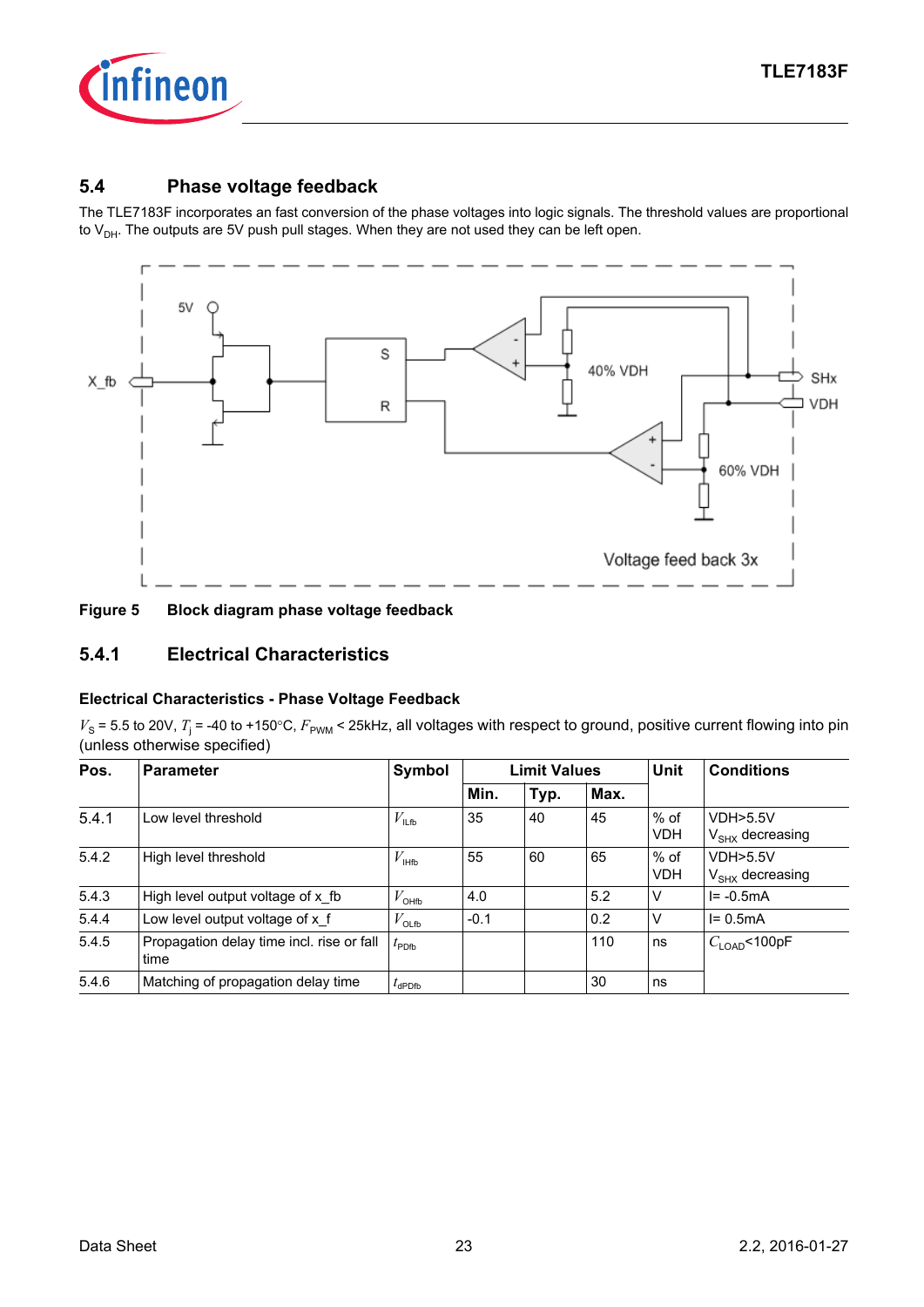## 5.4 Phase voltage feedback

The TLE7183F incorporates an fast conversion of the phase voltages into logic signals. The threshold values are proportional to $V_{DH}$. The outputs are 5V push pull stages. When they are not used they can be left open.

**Figure 5 Block diagram phase voltage feedback**

### 5.4.1 Electrical Characteristics

**Electrical Characteristics - Phase Voltage Feedback**

$V_S$ = 5.5 to 20V, $T_j$ = -40 to +150°C, $F_{PWM}$ < 25kHz, all voltages with respect to ground, positive current flowing into pin (unless otherwise specified)

| Pos. | Parameter | Symbol | Limit Values | | | Unit | Conditions |
|---|---|---|---|---|---|---|---|
| | | | Min. | Typ. | Max. | | |
| 5.4.1 | Low level threshold | $V_{ILfb}$ | 35 | 40 | 45 | % of VDH | VDH>5.5V $V_{SHX}$ decreasing |
| 5.4.2 | High level threshold | $V_{IHfb}$ | 55 | 60 | 65 | % of VDH | VDH>5.5V $V_{SHX}$ decreasing |
| 5.4.3 | High level output voltage of x_fb | $V_{OHfb}$ | 4.0 | | 5.2 | V | I= -0.5mA |
| 5.4.4 | Low level output voltage of x_f | $V_{OLfb}$ | -0.1 | | 0.2 | V | I= 0.5mA |
| 5.4.5 | Propagation delay time incl. rise or fall time | $t_{PDfb}$ | | | 110 | ns | $C_{LOAD}$<100pF |
| 5.4.6 | Matching of propagation delay time | $t_{dPDfb}$ | | | 30 | ns | |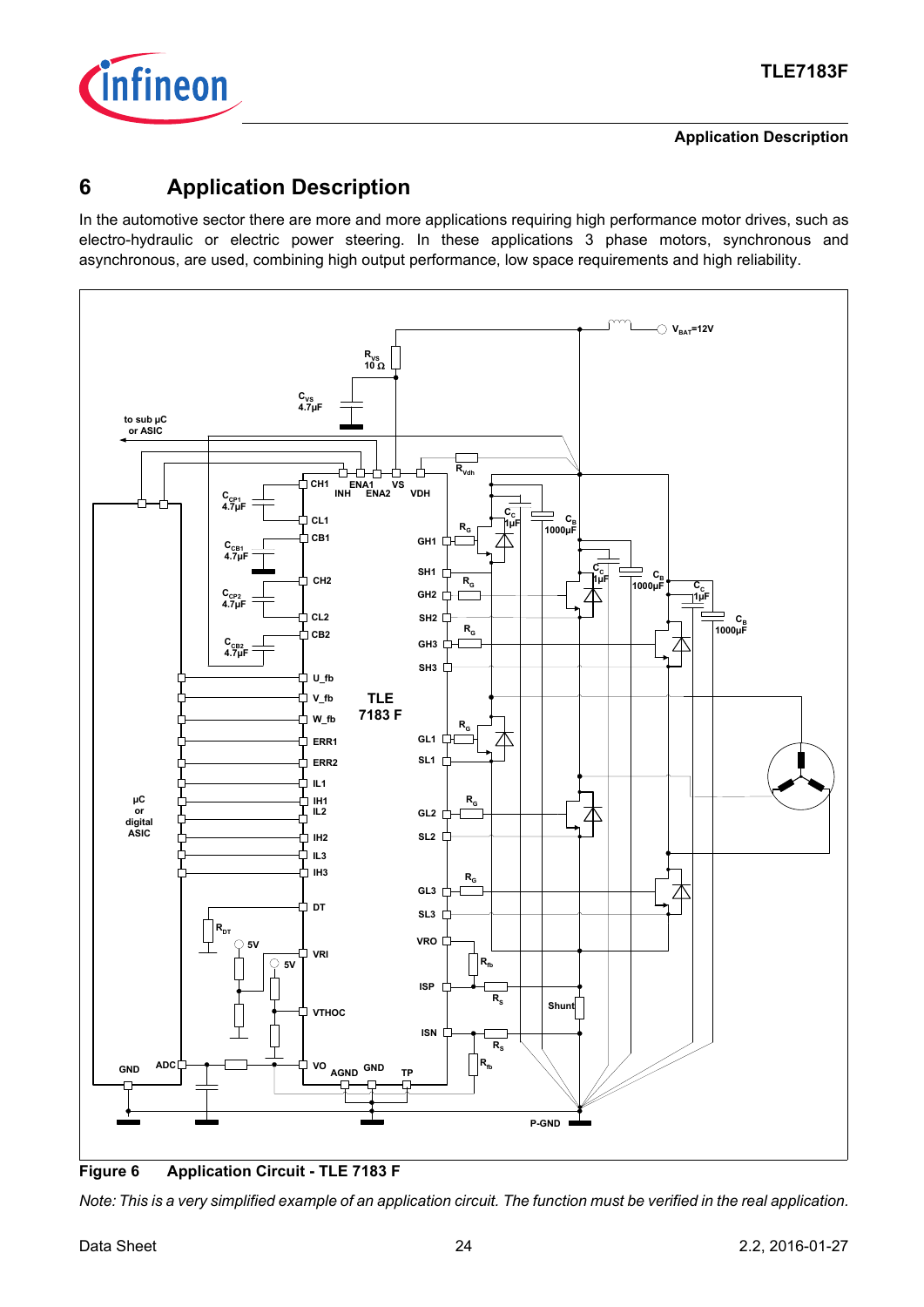# 6 Application Description

In the automotive sector there are more and more applications requiring high performance motor drives, such as electro-hydraulic or electric power steering. In these applications 3 phase motors, synchronous and asynchronous, are used, combining high output performance, low space requirements and high reliability.

**Figure 6 Application Circuit - TLE 7183 F**

*Note: This is a very simplified example of an application circuit. The function must be verified in the real application.*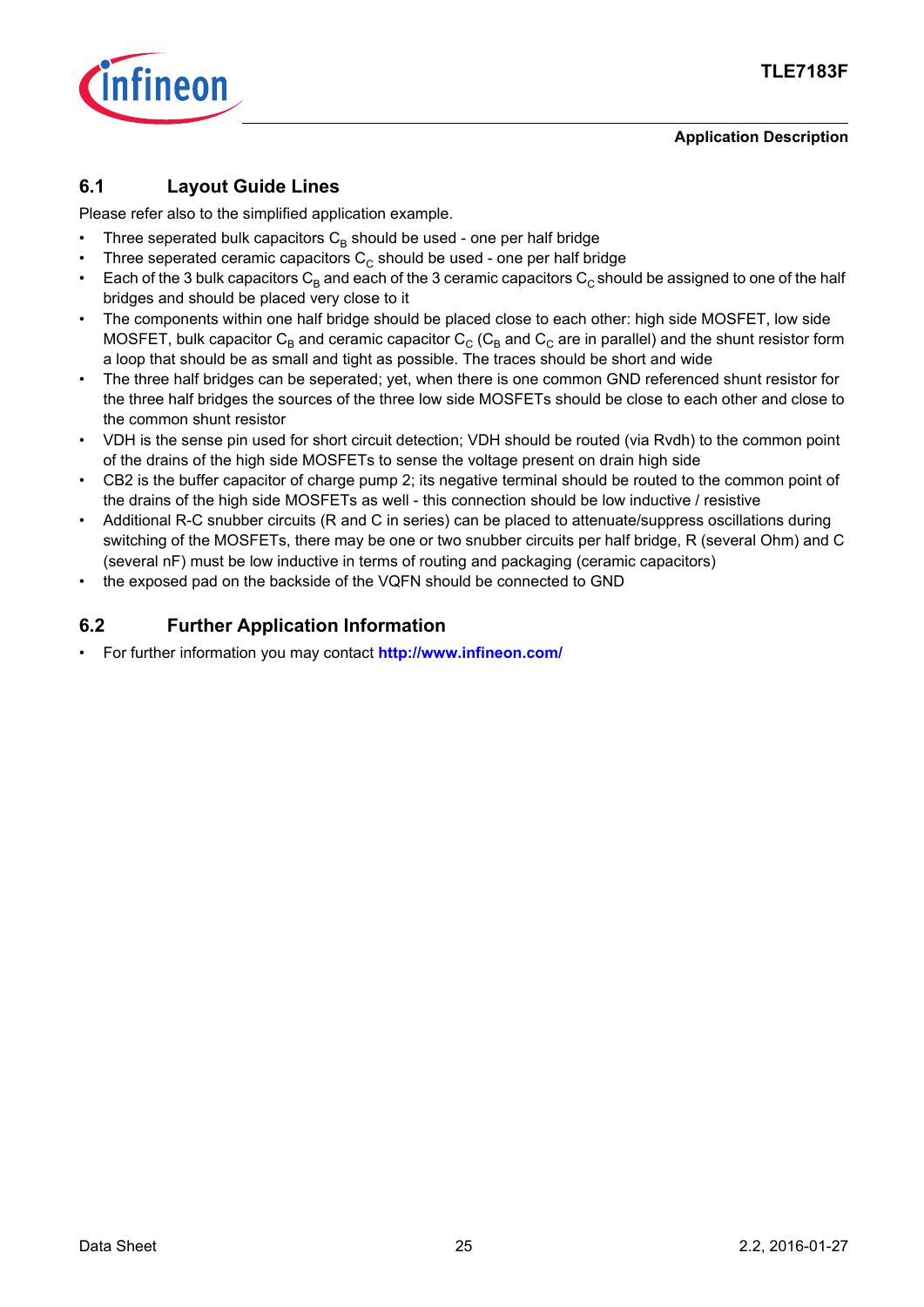## 6.1 Layout Guide Lines

Please refer also to the simplified application example.

- Three seperated bulk capacitors $C_B$ should be used - one per half bridge
- Three seperated ceramic capacitors $C_C$ should be used - one per half bridge
- Each of the 3 bulk capacitors $C_B$ and each of the 3 ceramic capacitors $C_C$ should be assigned to one of the half bridges and should be placed very close to it
- The components within one half bridge should be placed close to each other: high side MOSFET, low side MOSFET, bulk capacitor $C_B$ and ceramic capacitor $C_C$ ($C_B$ and $C_C$ are in parallel) and the shunt resistor form a loop that should be as small and tight as possible. The traces should be short and wide
- The three half bridges can be seperated; yet, when there is one common GND referenced shunt resistor for the three half bridges the sources of the three low side MOSFETs should be close to each other and close to the common shunt resistor
- VDH is the sense pin used for short circuit detection; VDH should be routed (via Rvdh) to the common point of the drains of the high side MOSFETs to sense the voltage present on drain high side
- CB2 is the buffer capacitor of charge pump 2; its negative terminal should be routed to the common point of the drains of the high side MOSFETs as well - this connection should be low inductive / resistive
- Additional R-C snubber circuits (R and C in series) can be placed to attenuate/suppress oscillations during switching of the MOSFETs, there may be one or two snubber circuits per half bridge, R (several Ohm) and C (several nF) must be low inductive in terms of routing and packaging (ceramic capacitors)
- the exposed pad on the backside of the VQFN should be connected to GND

## 6.2 Further Application Information

- For further information you may contact **http://www.infineon.com/**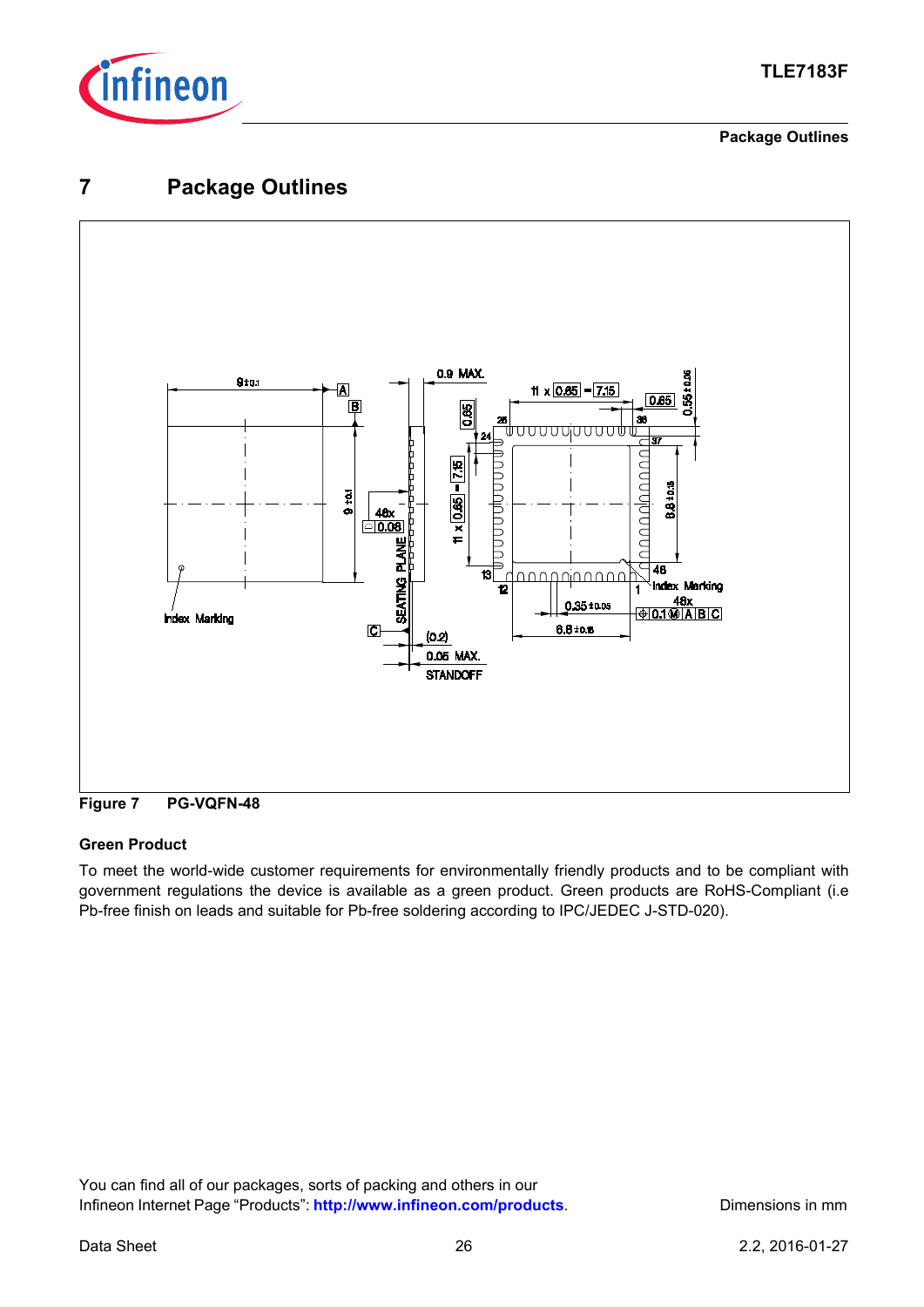# 7 Package Outlines

Figure 7 PG-VQFN-48

### Green Product

To meet the world-wide customer requirements for environmentally friendly products and to be compliant with government regulations the device is available as a green product. Green products are RoHS-Compliant (i.e Pb-free finish on leads and suitable for Pb-free soldering according to IPC/JEDEC J-STD-020).

You can find all of our packages, sorts of packing and others in our Infineon Internet Page "Products": **http://www.infineon.com/products**.

Dimensions in mm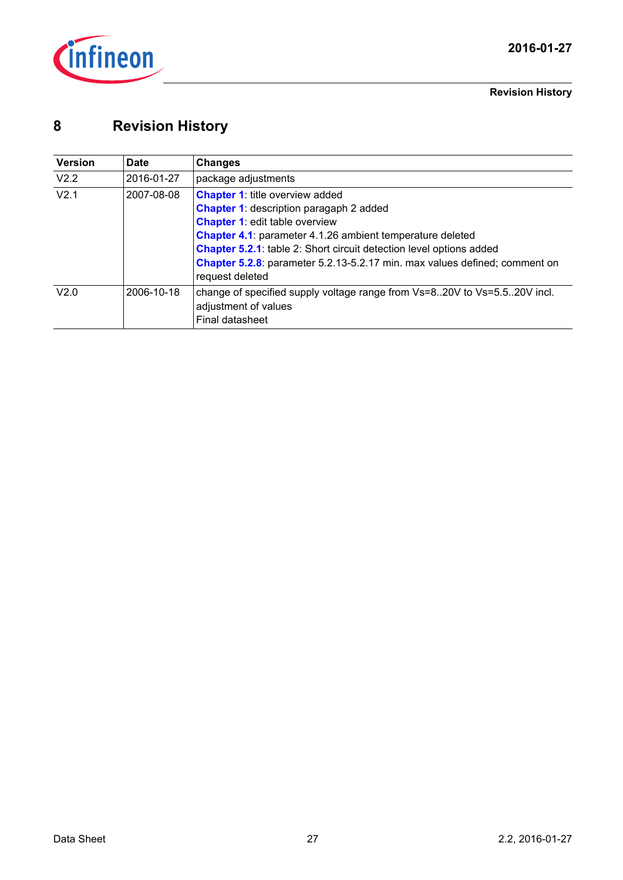# 8 Revision History

| Version | Date | Changes |
|---|---|---|
| V2.2 | 2016-01-27 | package adjustments |
| V2.1 | 2007-08-08 | **Chapter 1**: title overview added<br>**Chapter 1**: description paragaph 2 added<br>**Chapter 1**: edit table overview<br>**Chapter 4.1**: parameter 4.1.26 ambient temperature deleted<br>**Chapter 5.2.1**: table 2: Short circuit detection level options added<br>**Chapter 5.2.8**: parameter 5.2.13-5.2.17 min. max values defined; comment on request deleted |
| V2.0 | 2006-10-18 | change of specified supply voltage range from Vs=8..20V to Vs=5.5..20V incl. adjustment of values<br>Final datasheet |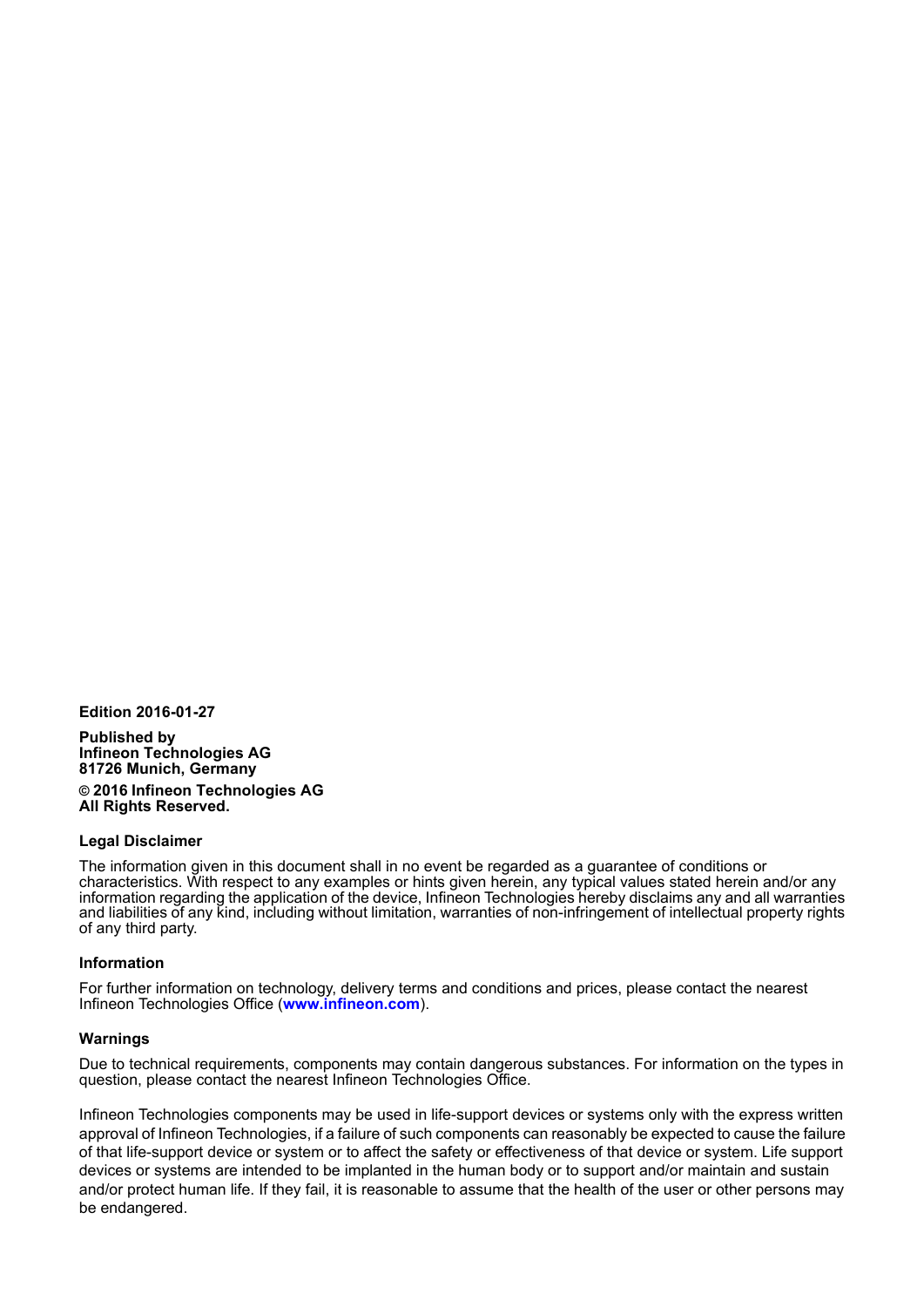**Edition 2016-01-27**

**Published by**
**Infineon Technologies AG**
**81726 Munich, Germany**

**© 2016 Infineon Technologies AG**
**All Rights Reserved.**

### Legal Disclaimer

The information given in this document shall in no event be regarded as a guarantee of conditions or characteristics. With respect to any examples or hints given herein, any typical values stated herein and/or any information regarding the application of the device, Infineon Technologies hereby disclaims any and all warranties and liabilities of any kind, including without limitation, warranties of non-infringement of intellectual property rights of any third party.

### Information

For further information on technology, delivery terms and conditions and prices, please contact the nearest Infineon Technologies Office (**www.infineon.com**).

### Warnings

Due to technical requirements, components may contain dangerous substances. For information on the types in question, please contact the nearest Infineon Technologies Office.

Infineon Technologies components may be used in life-support devices or systems only with the express written approval of Infineon Technologies, if a failure of such components can reasonably be expected to cause the failure of that life-support device or system or to affect the safety or effectiveness of that device or system. Life support devices or systems are intended to be implanted in the human body or to support and/or maintain and sustain and/or protect human life. If they fail, it is reasonable to assume that the health of the user or other persons may be endangered.